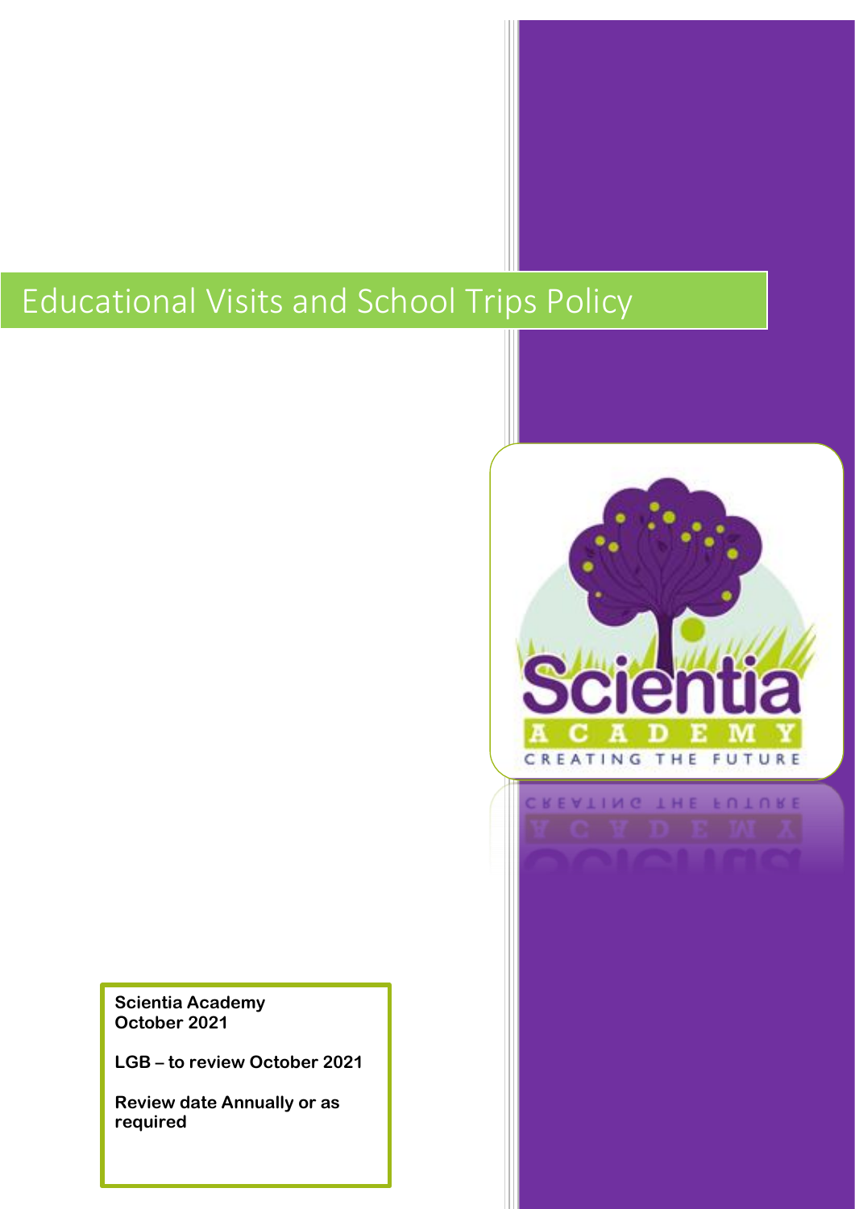# Educational Visits and School Trips Policy

**Scientia Academy**
**October 2021**

**LGB – to review October 2021**

**Review date Annually or as required**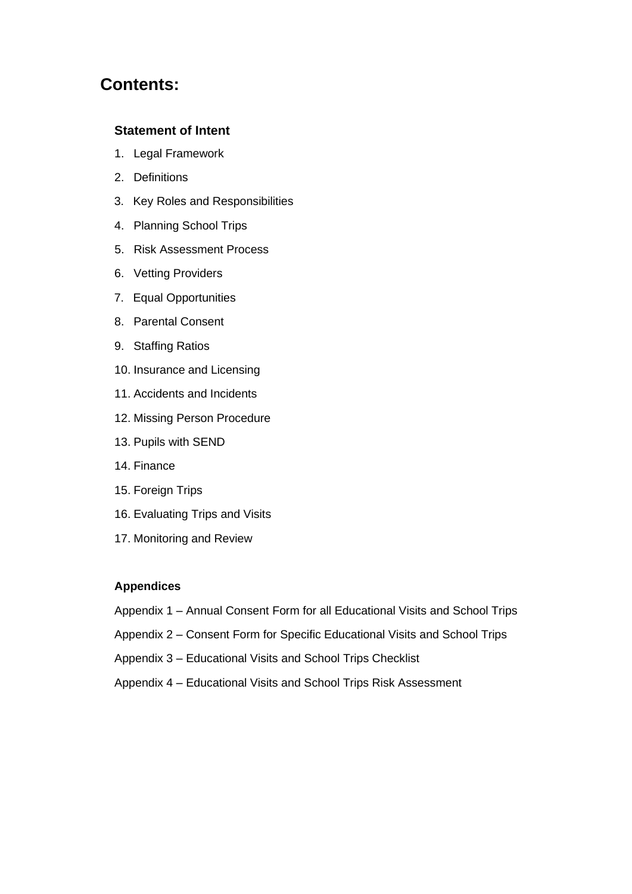# Contents:

**Statement of Intent**

1. Legal Framework
2. Definitions
3. Key Roles and Responsibilities
4. Planning School Trips
5. Risk Assessment Process
6. Vetting Providers
7. Equal Opportunities
8. Parental Consent
9. Staffing Ratios
10. Insurance and Licensing
11. Accidents and Incidents
12. Missing Person Procedure
13. Pupils with SEND
14. Finance
15. Foreign Trips
16. Evaluating Trips and Visits
17. Monitoring and Review

**Appendices**

Appendix 1 – Annual Consent Form for all Educational Visits and School Trips

Appendix 2 – Consent Form for Specific Educational Visits and School Trips

Appendix 3 – Educational Visits and School Trips Checklist

Appendix 4 – Educational Visits and School Trips Risk Assessment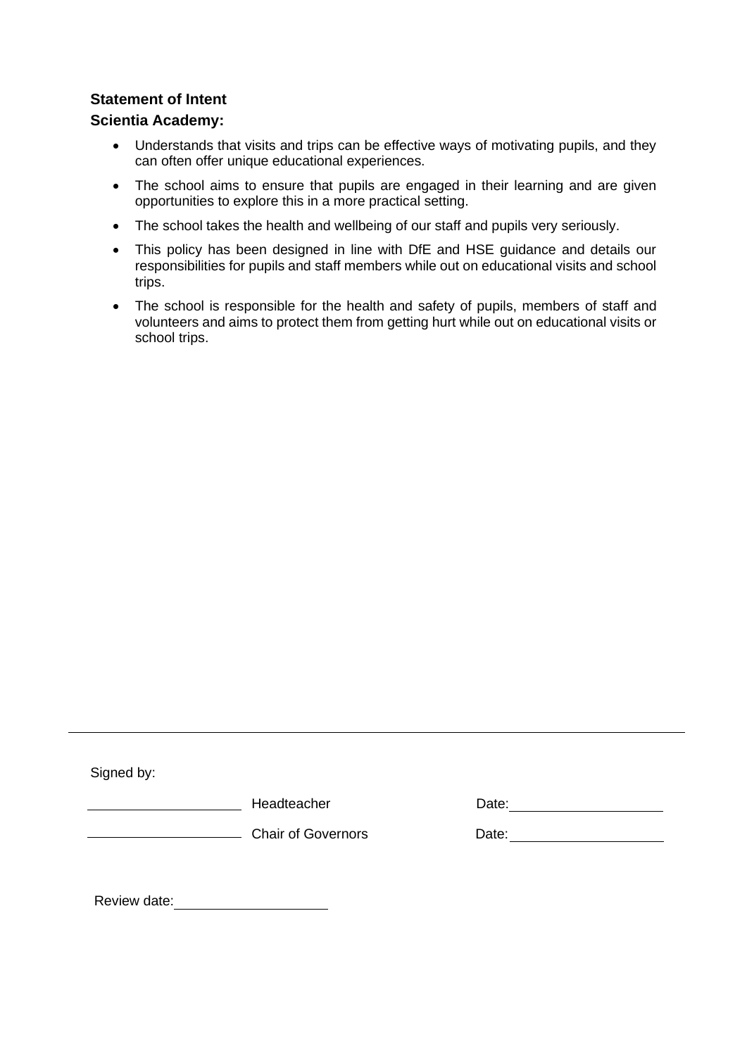**Statement of Intent**

**Scientia Academy:**

- Understands that visits and trips can be effective ways of motivating pupils, and they can often offer unique educational experiences.
- The school aims to ensure that pupils are engaged in their learning and are given opportunities to explore this in a more practical setting.
- The school takes the health and wellbeing of our staff and pupils very seriously.
- This policy has been designed in line with DfE and HSE guidance and details our responsibilities for pupils and staff members while out on educational visits and school trips.
- The school is responsible for the health and safety of pupils, members of staff and volunteers and aims to protect them from getting hurt while out on educational visits or school trips.

---

Signed by:

\_\_\_\_\_\_\_\_\_\_\_\_\_\_\_\_\_\_\_\_ Headteacher Date: \_\_\_\_\_\_\_\_\_\_\_\_\_\_\_\_\_\_\_\_

\_\_\_\_\_\_\_\_\_\_\_\_\_\_\_\_\_\_\_\_ Chair of Governors Date: \_\_\_\_\_\_\_\_\_\_\_\_\_\_\_\_\_\_\_\_

Review date: \_\_\_\_\_\_\_\_\_\_\_\_\_\_\_\_\_\_\_\_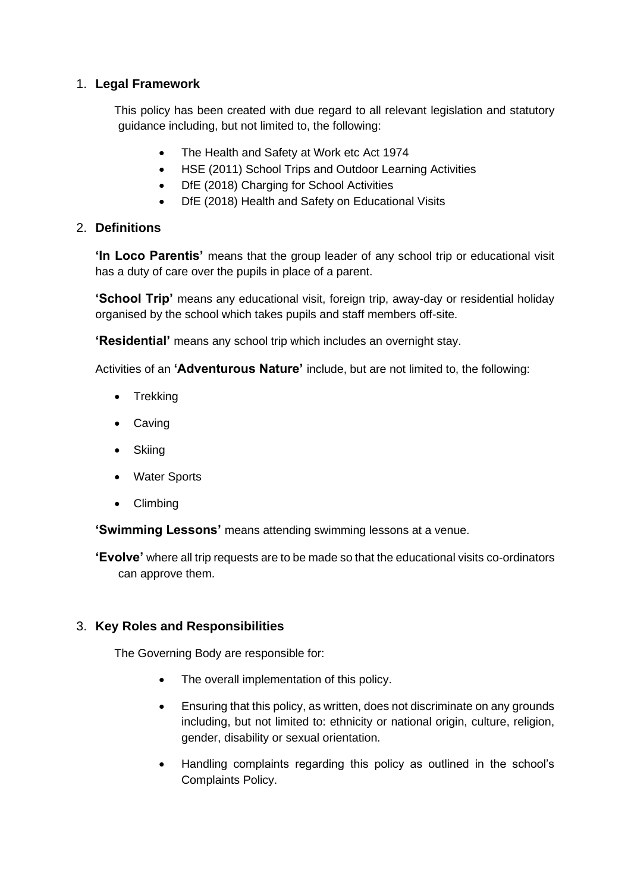## 1. Legal Framework

This policy has been created with due regard to all relevant legislation and statutory guidance including, but not limited to, the following:

- The Health and Safety at Work etc Act 1974
- HSE (2011) School Trips and Outdoor Learning Activities
- DfE (2018) Charging for School Activities
- DfE (2018) Health and Safety on Educational Visits

## 2. Definitions

**'In Loco Parentis'** means that the group leader of any school trip or educational visit has a duty of care over the pupils in place of a parent.

**'School Trip'** means any educational visit, foreign trip, away-day or residential holiday organised by the school which takes pupils and staff members off-site.

**'Residential'** means any school trip which includes an overnight stay.

Activities of an **'Adventurous Nature'** include, but are not limited to, the following:

- Trekking
- Caving
- Skiing
- Water Sports
- Climbing

**'Swimming Lessons'** means attending swimming lessons at a venue.

**'Evolve'** where all trip requests are to be made so that the educational visits co-ordinators can approve them.

## 3. Key Roles and Responsibilities

The Governing Body are responsible for:

- The overall implementation of this policy.
- Ensuring that this policy, as written, does not discriminate on any grounds including, but not limited to: ethnicity or national origin, culture, religion, gender, disability or sexual orientation.
- Handling complaints regarding this policy as outlined in the school's Complaints Policy.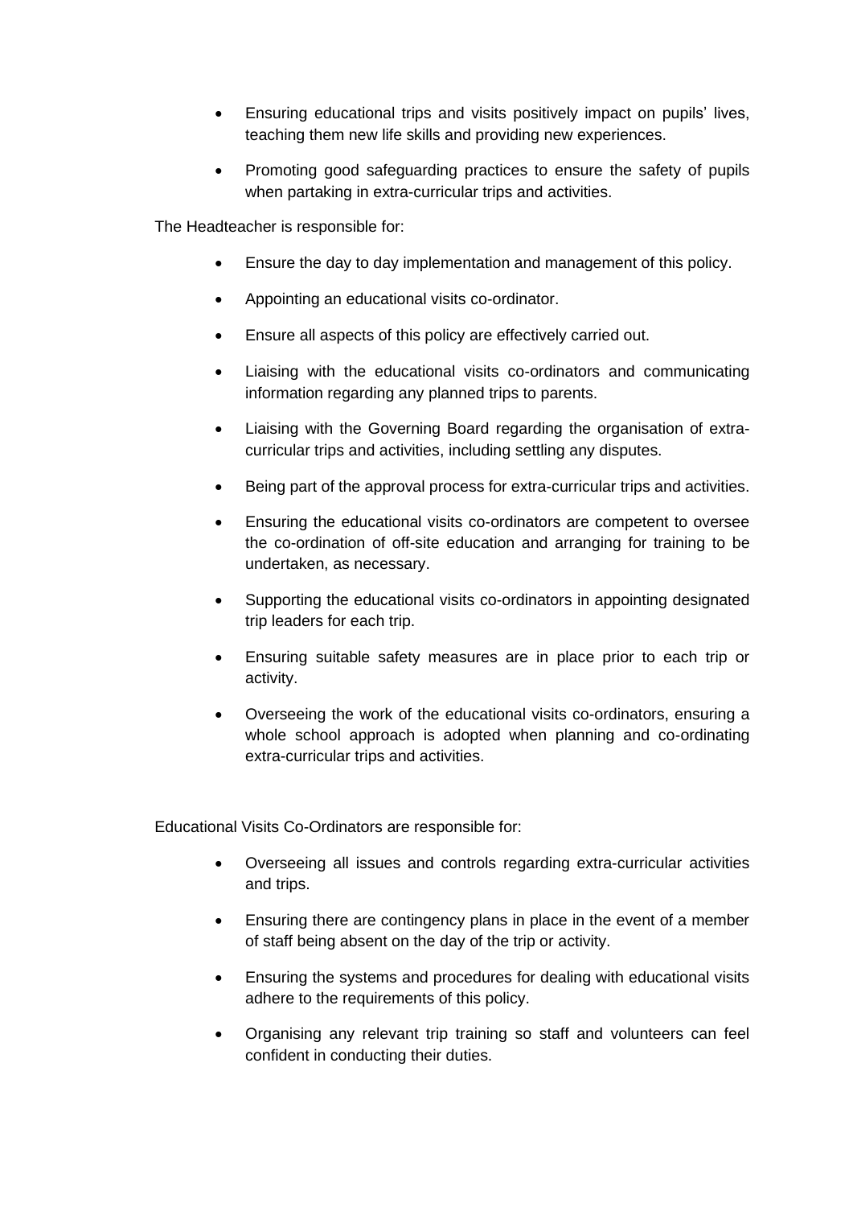- Ensuring educational trips and visits positively impact on pupils' lives, teaching them new life skills and providing new experiences.
- Promoting good safeguarding practices to ensure the safety of pupils when partaking in extra-curricular trips and activities.

The Headteacher is responsible for:

- Ensure the day to day implementation and management of this policy.
- Appointing an educational visits co-ordinator.
- Ensure all aspects of this policy are effectively carried out.
- Liaising with the educational visits co-ordinators and communicating information regarding any planned trips to parents.
- Liaising with the Governing Board regarding the organisation of extra-curricular trips and activities, including settling any disputes.
- Being part of the approval process for extra-curricular trips and activities.
- Ensuring the educational visits co-ordinators are competent to oversee the co-ordination of off-site education and arranging for training to be undertaken, as necessary.
- Supporting the educational visits co-ordinators in appointing designated trip leaders for each trip.
- Ensuring suitable safety measures are in place prior to each trip or activity.
- Overseeing the work of the educational visits co-ordinators, ensuring a whole school approach is adopted when planning and co-ordinating extra-curricular trips and activities.

Educational Visits Co-Ordinators are responsible for:

- Overseeing all issues and controls regarding extra-curricular activities and trips.
- Ensuring there are contingency plans in place in the event of a member of staff being absent on the day of the trip or activity.
- Ensuring the systems and procedures for dealing with educational visits adhere to the requirements of this policy.
- Organising any relevant trip training so staff and volunteers can feel confident in conducting their duties.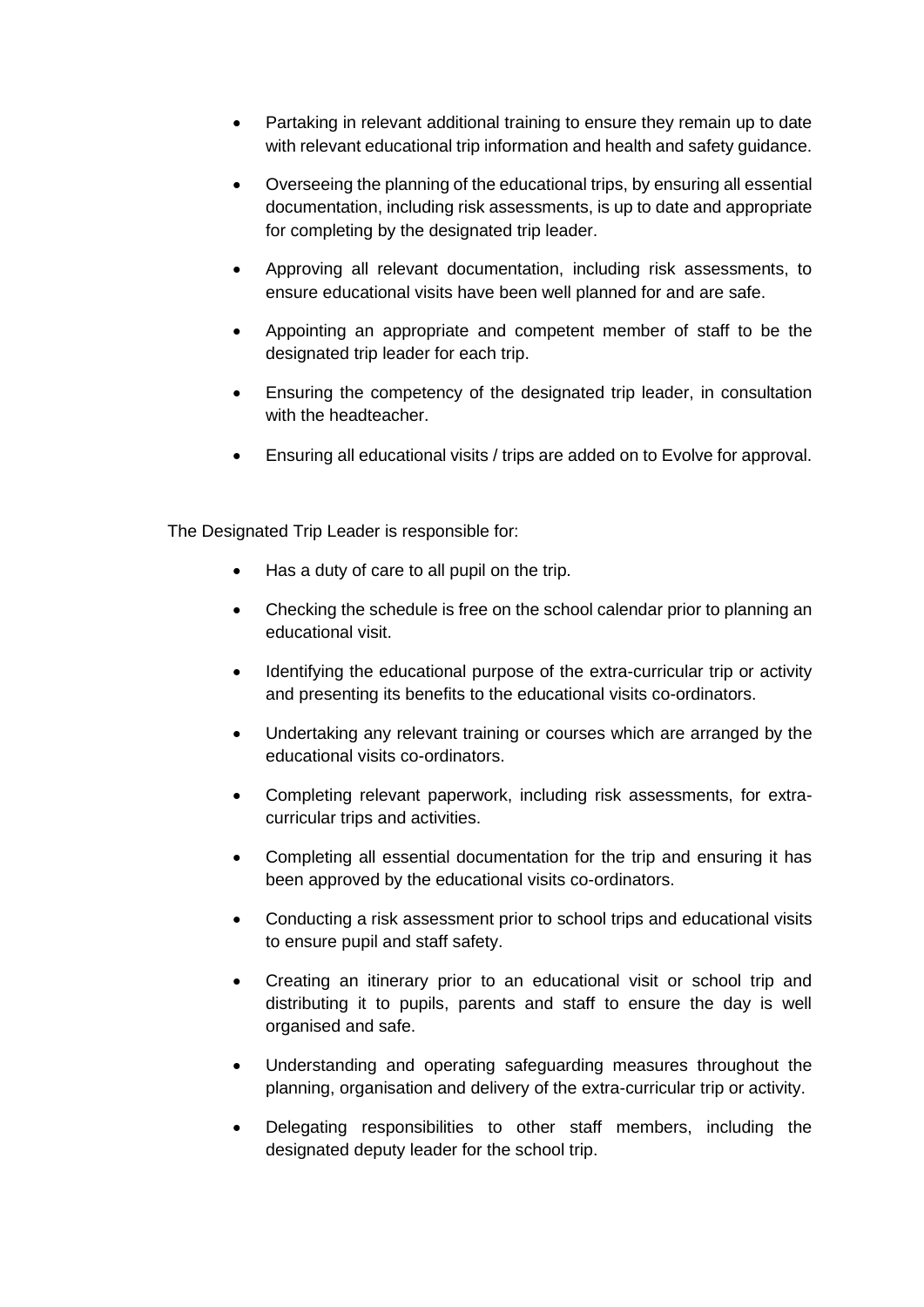- Partaking in relevant additional training to ensure they remain up to date with relevant educational trip information and health and safety guidance.
- Overseeing the planning of the educational trips, by ensuring all essential documentation, including risk assessments, is up to date and appropriate for completing by the designated trip leader.
- Approving all relevant documentation, including risk assessments, to ensure educational visits have been well planned for and are safe.
- Appointing an appropriate and competent member of staff to be the designated trip leader for each trip.
- Ensuring the competency of the designated trip leader, in consultation with the headteacher.
- Ensuring all educational visits / trips are added on to Evolve for approval.

The Designated Trip Leader is responsible for:

- Has a duty of care to all pupil on the trip.
- Checking the schedule is free on the school calendar prior to planning an educational visit.
- Identifying the educational purpose of the extra-curricular trip or activity and presenting its benefits to the educational visits co-ordinators.
- Undertaking any relevant training or courses which are arranged by the educational visits co-ordinators.
- Completing relevant paperwork, including risk assessments, for extra-curricular trips and activities.
- Completing all essential documentation for the trip and ensuring it has been approved by the educational visits co-ordinators.
- Conducting a risk assessment prior to school trips and educational visits to ensure pupil and staff safety.
- Creating an itinerary prior to an educational visit or school trip and distributing it to pupils, parents and staff to ensure the day is well organised and safe.
- Understanding and operating safeguarding measures throughout the planning, organisation and delivery of the extra-curricular trip or activity.
- Delegating responsibilities to other staff members, including the designated deputy leader for the school trip.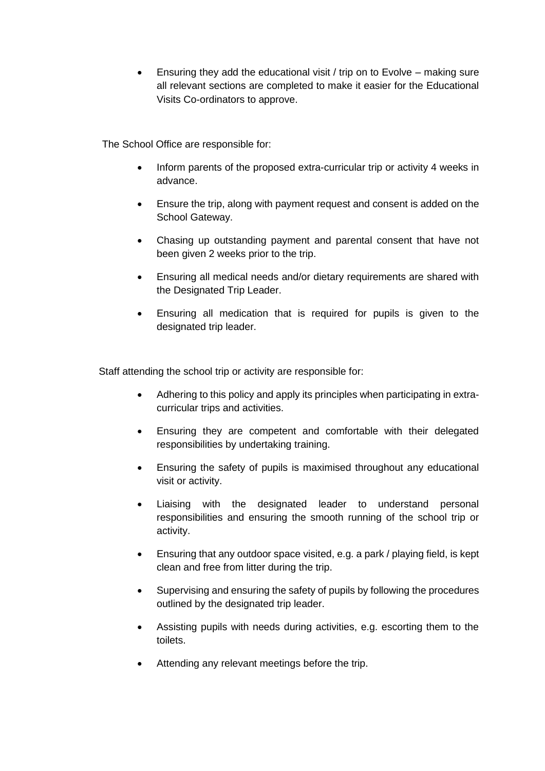- Ensuring they add the educational visit / trip on to Evolve – making sure all relevant sections are completed to make it easier for the Educational Visits Co-ordinators to approve.

The School Office are responsible for:

- Inform parents of the proposed extra-curricular trip or activity 4 weeks in advance.
- Ensure the trip, along with payment request and consent is added on the School Gateway.
- Chasing up outstanding payment and parental consent that have not been given 2 weeks prior to the trip.
- Ensuring all medical needs and/or dietary requirements are shared with the Designated Trip Leader.
- Ensuring all medication that is required for pupils is given to the designated trip leader.

Staff attending the school trip or activity are responsible for:

- Adhering to this policy and apply its principles when participating in extra-curricular trips and activities.
- Ensuring they are competent and comfortable with their delegated responsibilities by undertaking training.
- Ensuring the safety of pupils is maximised throughout any educational visit or activity.
- Liaising with the designated leader to understand personal responsibilities and ensuring the smooth running of the school trip or activity.
- Ensuring that any outdoor space visited, e.g. a park / playing field, is kept clean and free from litter during the trip.
- Supervising and ensuring the safety of pupils by following the procedures outlined by the designated trip leader.
- Assisting pupils with needs during activities, e.g. escorting them to the toilets.
- Attending any relevant meetings before the trip.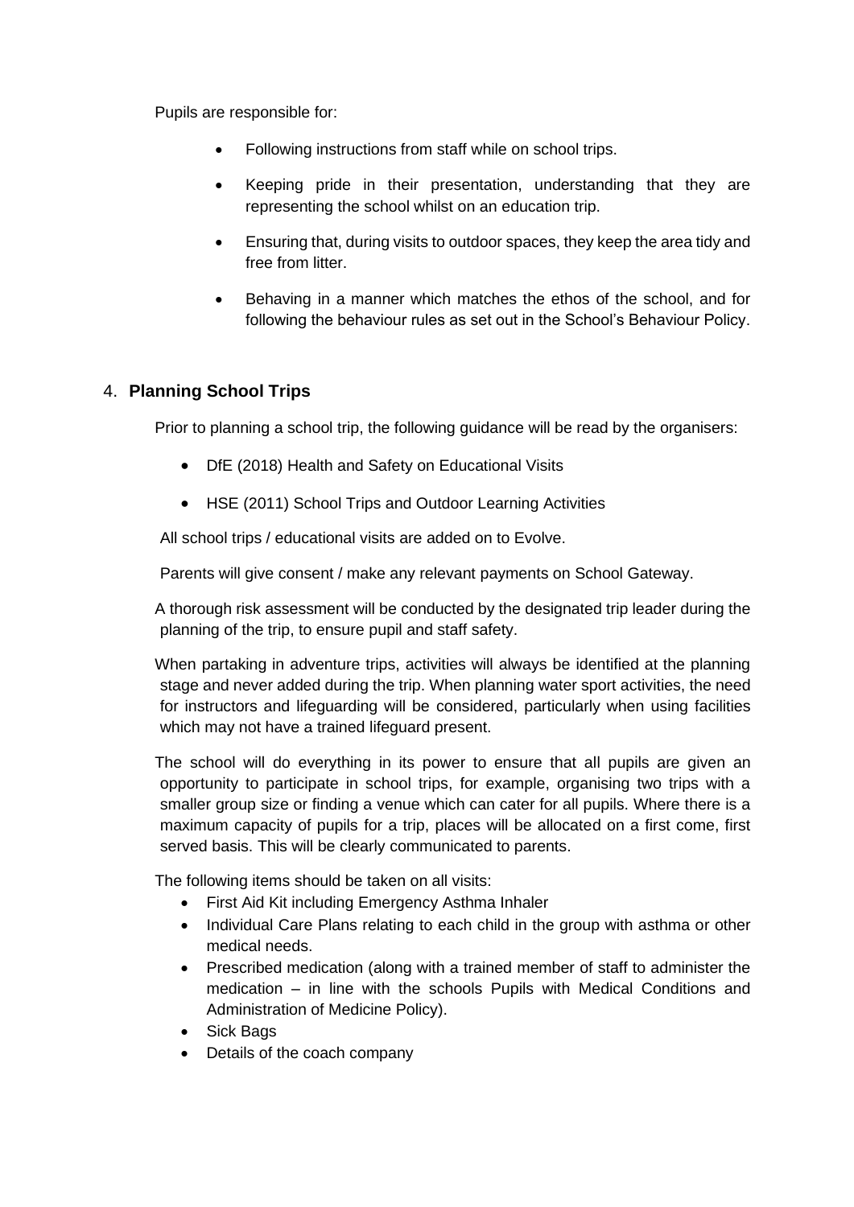Pupils are responsible for:

- Following instructions from staff while on school trips.
- Keeping pride in their presentation, understanding that they are representing the school whilst on an education trip.
- Ensuring that, during visits to outdoor spaces, they keep the area tidy and free from litter.
- Behaving in a manner which matches the ethos of the school, and for following the behaviour rules as set out in the School's Behaviour Policy.

## 4. Planning School Trips

Prior to planning a school trip, the following guidance will be read by the organisers:

- DfE (2018) Health and Safety on Educational Visits
- HSE (2011) School Trips and Outdoor Learning Activities

All school trips / educational visits are added on to Evolve.

Parents will give consent / make any relevant payments on School Gateway.

A thorough risk assessment will be conducted by the designated trip leader during the planning of the trip, to ensure pupil and staff safety.

When partaking in adventure trips, activities will always be identified at the planning stage and never added during the trip. When planning water sport activities, the need for instructors and lifeguarding will be considered, particularly when using facilities which may not have a trained lifeguard present.

The school will do everything in its power to ensure that all pupils are given an opportunity to participate in school trips, for example, organising two trips with a smaller group size or finding a venue which can cater for all pupils. Where there is a maximum capacity of pupils for a trip, places will be allocated on a first come, first served basis. This will be clearly communicated to parents.

The following items should be taken on all visits:

- First Aid Kit including Emergency Asthma Inhaler
- Individual Care Plans relating to each child in the group with asthma or other medical needs.
- Prescribed medication (along with a trained member of staff to administer the medication – in line with the schools Pupils with Medical Conditions and Administration of Medicine Policy).
- Sick Bags
- Details of the coach company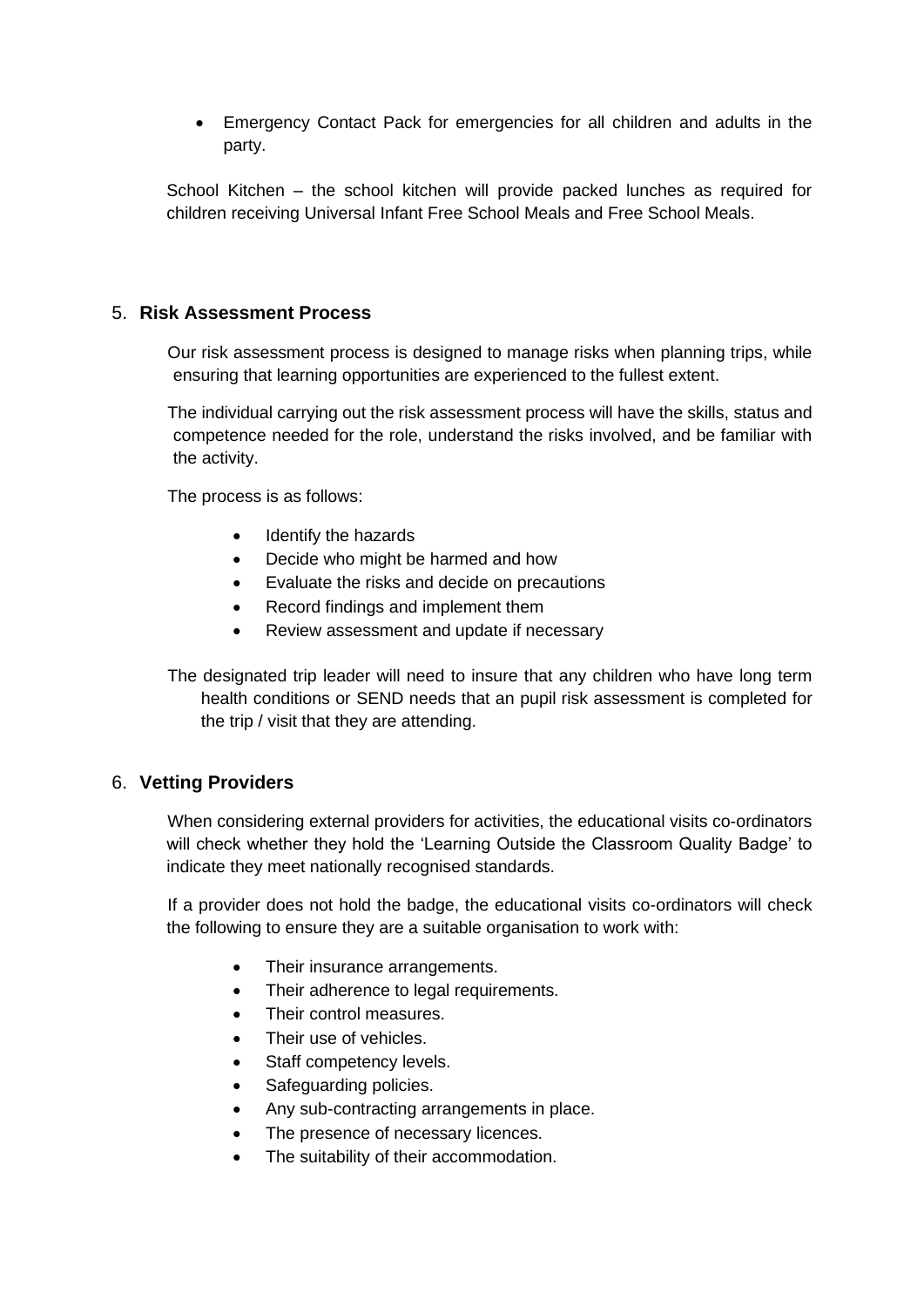- Emergency Contact Pack for emergencies for all children and adults in the party.

School Kitchen – the school kitchen will provide packed lunches as required for children receiving Universal Infant Free School Meals and Free School Meals.

## 5. **Risk Assessment Process**

Our risk assessment process is designed to manage risks when planning trips, while ensuring that learning opportunities are experienced to the fullest extent.

The individual carrying out the risk assessment process will have the skills, status and competence needed for the role, understand the risks involved, and be familiar with the activity.

The process is as follows:

- Identify the hazards
- Decide who might be harmed and how
- Evaluate the risks and decide on precautions
- Record findings and implement them
- Review assessment and update if necessary

The designated trip leader will need to insure that any children who have long term health conditions or SEND needs that an pupil risk assessment is completed for the trip / visit that they are attending.

## 6. **Vetting Providers**

When considering external providers for activities, the educational visits co-ordinators will check whether they hold the 'Learning Outside the Classroom Quality Badge' to indicate they meet nationally recognised standards.

If a provider does not hold the badge, the educational visits co-ordinators will check the following to ensure they are a suitable organisation to work with:

- Their insurance arrangements.
- Their adherence to legal requirements.
- Their control measures.
- Their use of vehicles.
- Staff competency levels.
- Safeguarding policies.
- Any sub-contracting arrangements in place.
- The presence of necessary licences.
- The suitability of their accommodation.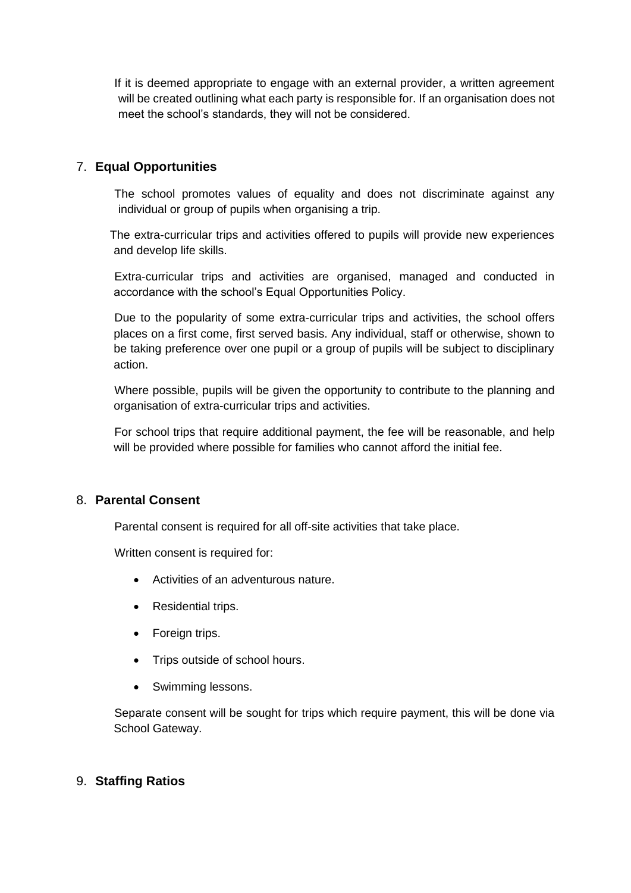If it is deemed appropriate to engage with an external provider, a written agreement will be created outlining what each party is responsible for. If an organisation does not meet the school's standards, they will not be considered.

## 7. Equal Opportunities

The school promotes values of equality and does not discriminate against any individual or group of pupils when organising a trip.

The extra-curricular trips and activities offered to pupils will provide new experiences and develop life skills.

Extra-curricular trips and activities are organised, managed and conducted in accordance with the school's Equal Opportunities Policy.

Due to the popularity of some extra-curricular trips and activities, the school offers places on a first come, first served basis. Any individual, staff or otherwise, shown to be taking preference over one pupil or a group of pupils will be subject to disciplinary action.

Where possible, pupils will be given the opportunity to contribute to the planning and organisation of extra-curricular trips and activities.

For school trips that require additional payment, the fee will be reasonable, and help will be provided where possible for families who cannot afford the initial fee.

## 8. Parental Consent

Parental consent is required for all off-site activities that take place.

Written consent is required for:

- Activities of an adventurous nature.
- Residential trips.
- Foreign trips.
- Trips outside of school hours.
- Swimming lessons.

Separate consent will be sought for trips which require payment, this will be done via School Gateway.

## 9. Staffing Ratios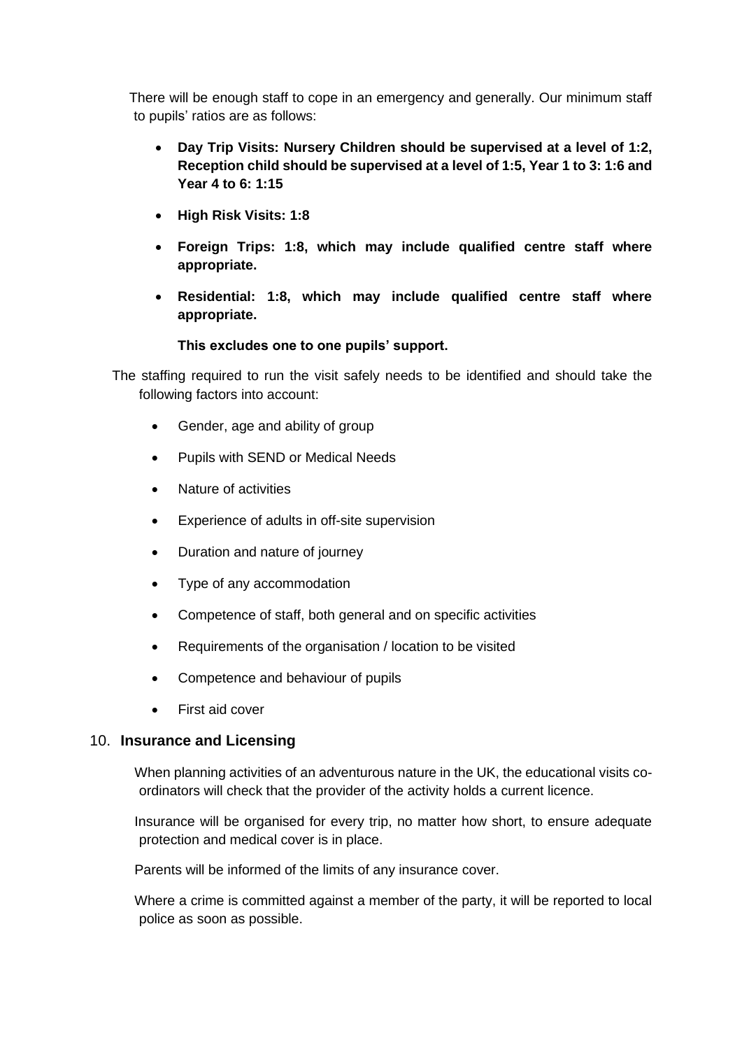There will be enough staff to cope in an emergency and generally. Our minimum staff to pupils' ratios are as follows:

- **Day Trip Visits: Nursery Children should be supervised at a level of 1:2, Reception child should be supervised at a level of 1:5, Year 1 to 3: 1:6 and Year 4 to 6: 1:15**
- **High Risk Visits: 1:8**
- **Foreign Trips: 1:8, which may include qualified centre staff where appropriate.**
- **Residential: 1:8, which may include qualified centre staff where appropriate.**

**This excludes one to one pupils' support.**

The staffing required to run the visit safely needs to be identified and should take the following factors into account:

- Gender, age and ability of group
- Pupils with SEND or Medical Needs
- Nature of activities
- Experience of adults in off-site supervision
- Duration and nature of journey
- Type of any accommodation
- Competence of staff, both general and on specific activities
- Requirements of the organisation / location to be visited
- Competence and behaviour of pupils
- First aid cover

## 10. Insurance and Licensing

When planning activities of an adventurous nature in the UK, the educational visits co-ordinators will check that the provider of the activity holds a current licence.

Insurance will be organised for every trip, no matter how short, to ensure adequate protection and medical cover is in place.

Parents will be informed of the limits of any insurance cover.

Where a crime is committed against a member of the party, it will be reported to local police as soon as possible.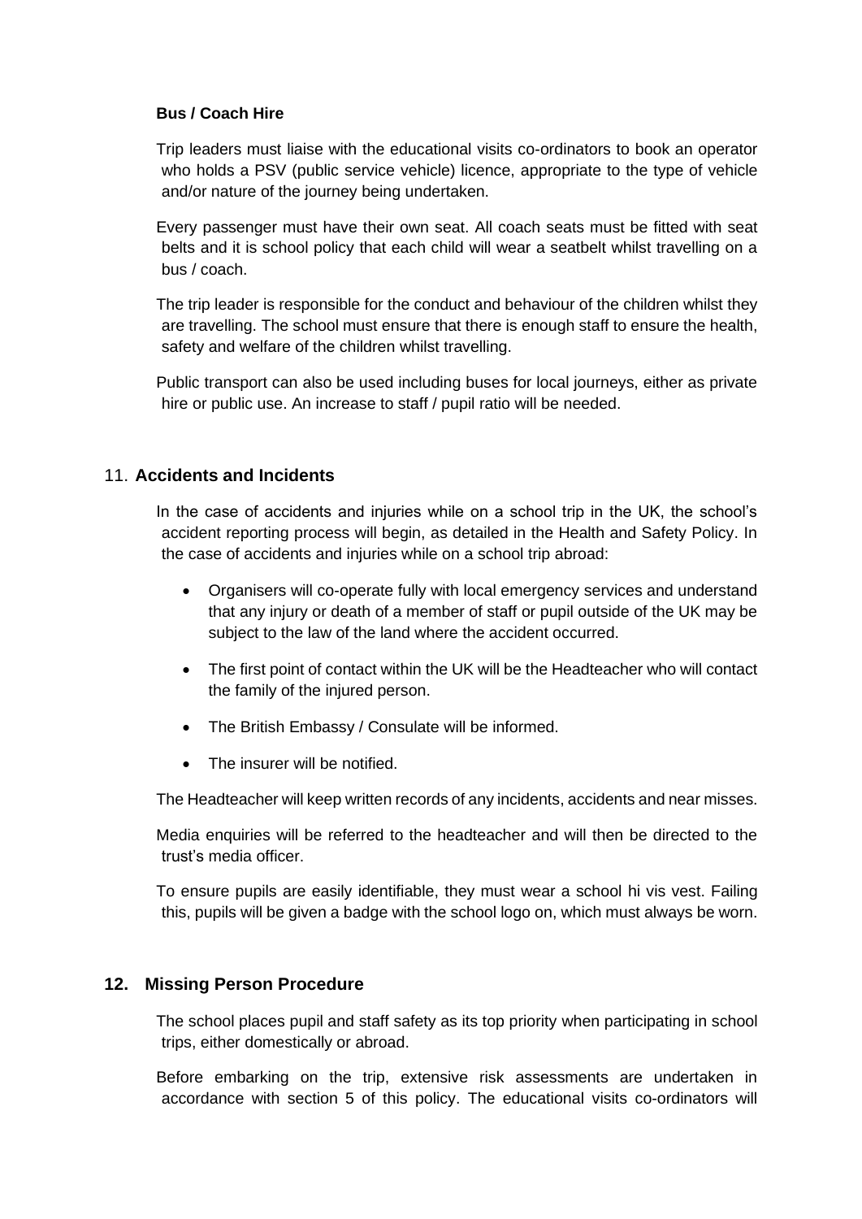### Bus / Coach Hire

Trip leaders must liaise with the educational visits co-ordinators to book an operator who holds a PSV (public service vehicle) licence, appropriate to the type of vehicle and/or nature of the journey being undertaken.

Every passenger must have their own seat. All coach seats must be fitted with seat belts and it is school policy that each child will wear a seatbelt whilst travelling on a bus / coach.

The trip leader is responsible for the conduct and behaviour of the children whilst they are travelling. The school must ensure that there is enough staff to ensure the health, safety and welfare of the children whilst travelling.

Public transport can also be used including buses for local journeys, either as private hire or public use. An increase to staff / pupil ratio will be needed.

## 11. Accidents and Incidents

In the case of accidents and injuries while on a school trip in the UK, the school's accident reporting process will begin, as detailed in the Health and Safety Policy. In the case of accidents and injuries while on a school trip abroad:

- Organisers will co-operate fully with local emergency services and understand that any injury or death of a member of staff or pupil outside of the UK may be subject to the law of the land where the accident occurred.
- The first point of contact within the UK will be the Headteacher who will contact the family of the injured person.
- The British Embassy / Consulate will be informed.
- The insurer will be notified.

The Headteacher will keep written records of any incidents, accidents and near misses.

Media enquiries will be referred to the headteacher and will then be directed to the trust's media officer.

To ensure pupils are easily identifiable, they must wear a school hi vis vest. Failing this, pupils will be given a badge with the school logo on, which must always be worn.

## 12. Missing Person Procedure

The school places pupil and staff safety as its top priority when participating in school trips, either domestically or abroad.

Before embarking on the trip, extensive risk assessments are undertaken in accordance with section 5 of this policy. The educational visits co-ordinators will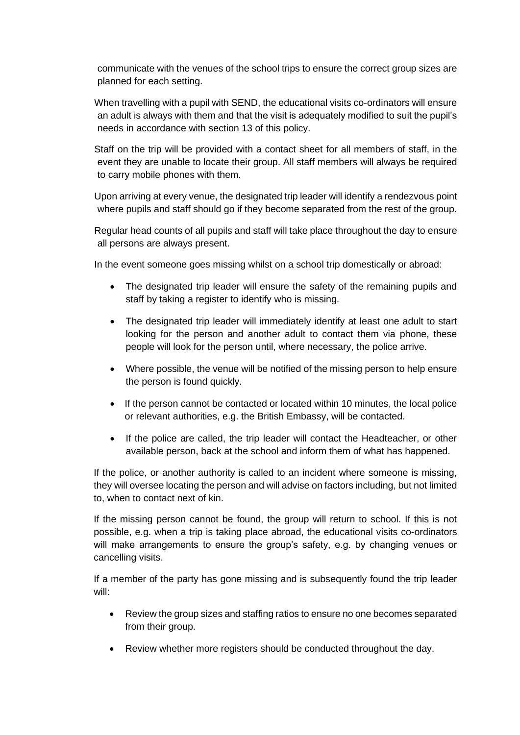communicate with the venues of the school trips to ensure the correct group sizes are planned for each setting.

When travelling with a pupil with SEND, the educational visits co-ordinators will ensure an adult is always with them and that the visit is adequately modified to suit the pupil's needs in accordance with section 13 of this policy.

Staff on the trip will be provided with a contact sheet for all members of staff, in the event they are unable to locate their group. All staff members will always be required to carry mobile phones with them.

Upon arriving at every venue, the designated trip leader will identify a rendezvous point where pupils and staff should go if they become separated from the rest of the group.

Regular head counts of all pupils and staff will take place throughout the day to ensure all persons are always present.

In the event someone goes missing whilst on a school trip domestically or abroad:

- The designated trip leader will ensure the safety of the remaining pupils and staff by taking a register to identify who is missing.
- The designated trip leader will immediately identify at least one adult to start looking for the person and another adult to contact them via phone, these people will look for the person until, where necessary, the police arrive.
- Where possible, the venue will be notified of the missing person to help ensure the person is found quickly.
- If the person cannot be contacted or located within 10 minutes, the local police or relevant authorities, e.g. the British Embassy, will be contacted.
- If the police are called, the trip leader will contact the Headteacher, or other available person, back at the school and inform them of what has happened.

If the police, or another authority is called to an incident where someone is missing, they will oversee locating the person and will advise on factors including, but not limited to, when to contact next of kin.

If the missing person cannot be found, the group will return to school. If this is not possible, e.g. when a trip is taking place abroad, the educational visits co-ordinators will make arrangements to ensure the group's safety, e.g. by changing venues or cancelling visits.

If a member of the party has gone missing and is subsequently found the trip leader will:

- Review the group sizes and staffing ratios to ensure no one becomes separated from their group.
- Review whether more registers should be conducted throughout the day.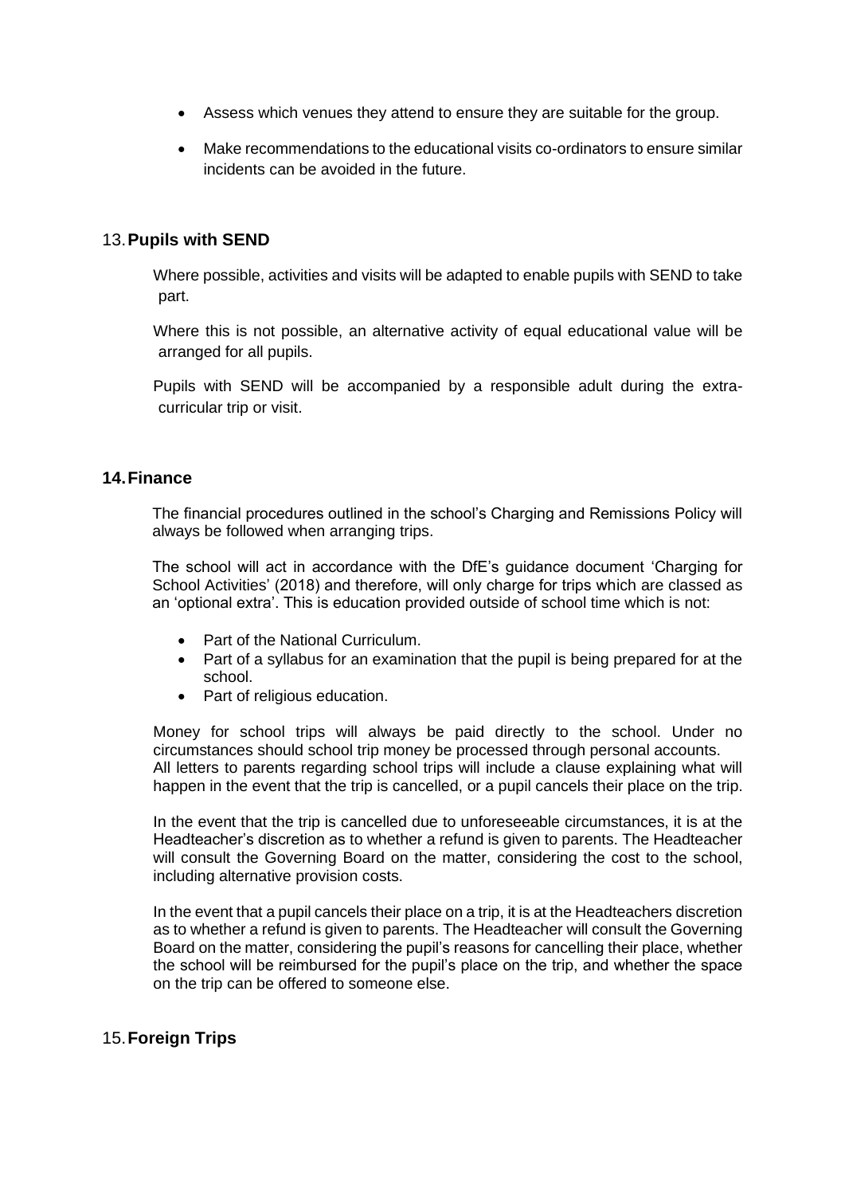- Assess which venues they attend to ensure they are suitable for the group.
- Make recommendations to the educational visits co-ordinators to ensure similar incidents can be avoided in the future.

## 13. Pupils with SEND

Where possible, activities and visits will be adapted to enable pupils with SEND to take part.

Where this is not possible, an alternative activity of equal educational value will be arranged for all pupils.

Pupils with SEND will be accompanied by a responsible adult during the extra-curricular trip or visit.

## 14. Finance

The financial procedures outlined in the school's Charging and Remissions Policy will always be followed when arranging trips.

The school will act in accordance with the DfE's guidance document 'Charging for School Activities' (2018) and therefore, will only charge for trips which are classed as an 'optional extra'. This is education provided outside of school time which is not:

- Part of the National Curriculum.
- Part of a syllabus for an examination that the pupil is being prepared for at the school.
- Part of religious education.

Money for school trips will always be paid directly to the school. Under no circumstances should school trip money be processed through personal accounts. All letters to parents regarding school trips will include a clause explaining what will happen in the event that the trip is cancelled, or a pupil cancels their place on the trip.

In the event that the trip is cancelled due to unforeseeable circumstances, it is at the Headteacher's discretion as to whether a refund is given to parents. The Headteacher will consult the Governing Board on the matter, considering the cost to the school, including alternative provision costs.

In the event that a pupil cancels their place on a trip, it is at the Headteachers discretion as to whether a refund is given to parents. The Headteacher will consult the Governing Board on the matter, considering the pupil's reasons for cancelling their place, whether the school will be reimbursed for the pupil's place on the trip, and whether the space on the trip can be offered to someone else.

## 15. Foreign Trips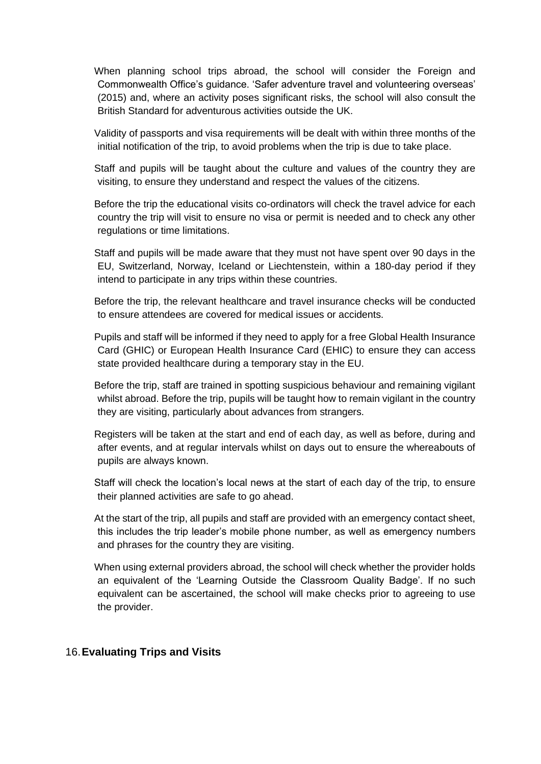When planning school trips abroad, the school will consider the Foreign and Commonwealth Office's guidance. 'Safer adventure travel and volunteering overseas' (2015) and, where an activity poses significant risks, the school will also consult the British Standard for adventurous activities outside the UK.

Validity of passports and visa requirements will be dealt with within three months of the initial notification of the trip, to avoid problems when the trip is due to take place.

Staff and pupils will be taught about the culture and values of the country they are visiting, to ensure they understand and respect the values of the citizens.

Before the trip the educational visits co-ordinators will check the travel advice for each country the trip will visit to ensure no visa or permit is needed and to check any other regulations or time limitations.

Staff and pupils will be made aware that they must not have spent over 90 days in the EU, Switzerland, Norway, Iceland or Liechtenstein, within a 180-day period if they intend to participate in any trips within these countries.

Before the trip, the relevant healthcare and travel insurance checks will be conducted to ensure attendees are covered for medical issues or accidents.

Pupils and staff will be informed if they need to apply for a free Global Health Insurance Card (GHIC) or European Health Insurance Card (EHIC) to ensure they can access state provided healthcare during a temporary stay in the EU.

Before the trip, staff are trained in spotting suspicious behaviour and remaining vigilant whilst abroad. Before the trip, pupils will be taught how to remain vigilant in the country they are visiting, particularly about advances from strangers.

Registers will be taken at the start and end of each day, as well as before, during and after events, and at regular intervals whilst on days out to ensure the whereabouts of pupils are always known.

Staff will check the location's local news at the start of each day of the trip, to ensure their planned activities are safe to go ahead.

At the start of the trip, all pupils and staff are provided with an emergency contact sheet, this includes the trip leader's mobile phone number, as well as emergency numbers and phrases for the country they are visiting.

When using external providers abroad, the school will check whether the provider holds an equivalent of the 'Learning Outside the Classroom Quality Badge'. If no such equivalent can be ascertained, the school will make checks prior to agreeing to use the provider.

## 16. Evaluating Trips and Visits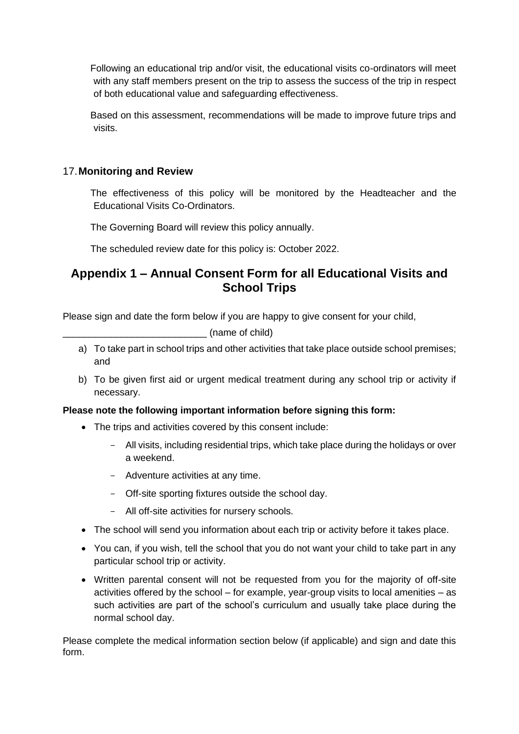Following an educational trip and/or visit, the educational visits co-ordinators will meet with any staff members present on the trip to assess the success of the trip in respect of both educational value and safeguarding effectiveness.

Based on this assessment, recommendations will be made to improve future trips and visits.

## 17. Monitoring and Review

The effectiveness of this policy will be monitored by the Headteacher and the Educational Visits Co-Ordinators.

The Governing Board will review this policy annually.

The scheduled review date for this policy is: October 2022.

## Appendix 1 – Annual Consent Form for all Educational Visits and School Trips

Please sign and date the form below if you are happy to give consent for your child,

___________________________ (name of child)

a) To take part in school trips and other activities that take place outside school premises; and

b) To be given first aid or urgent medical treatment during any school trip or activity if necessary.

**Please note the following important information before signing this form:**

- The trips and activities covered by this consent include:
  - All visits, including residential trips, which take place during the holidays or over a weekend.
  - Adventure activities at any time.
  - Off-site sporting fixtures outside the school day.
  - All off-site activities for nursery schools.
- The school will send you information about each trip or activity before it takes place.
- You can, if you wish, tell the school that you do not want your child to take part in any particular school trip or activity.
- Written parental consent will not be requested from you for the majority of off-site activities offered by the school – for example, year-group visits to local amenities – as such activities are part of the school's curriculum and usually take place during the normal school day.

Please complete the medical information section below (if applicable) and sign and date this form.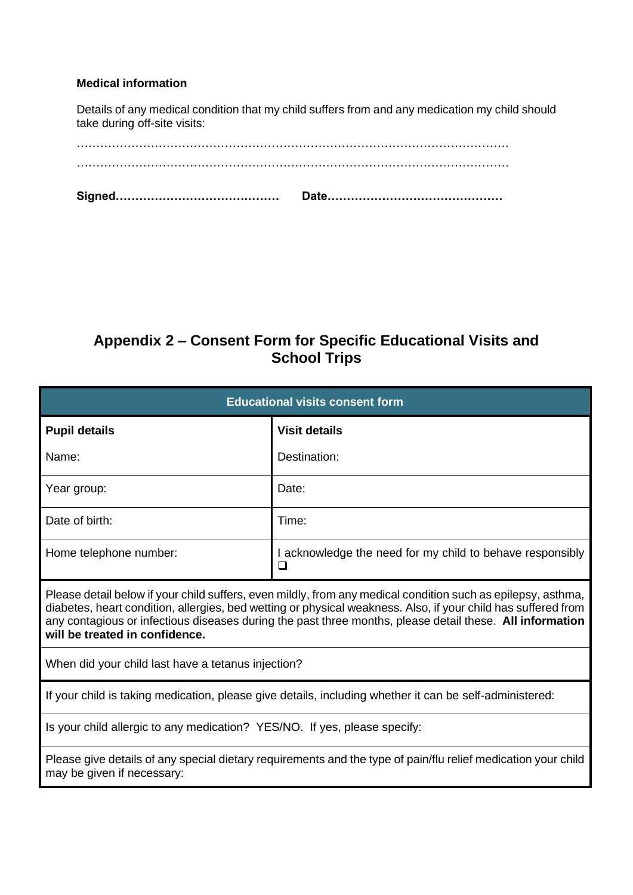**Medical information**

Details of any medical condition that my child suffers from and any medication my child should take during off-site visits:

…………………………………………………………………………………………………

…………………………………………………………………………………………………

**Signed……………………………………   Date………………………………………**

## Appendix 2 – Consent Form for Specific Educational Visits and School Trips

| **Educational visits consent form** | |
|---|---|
| **Pupil details** | **Visit details** |
| Name: | Destination: |
| Year group: | Date: |
| Date of birth: | Time: |
| Home telephone number: | I acknowledge the need for my child to behave responsibly ❑ |
| Please detail below if your child suffers, even mildly, from any medical condition such as epilepsy, asthma, diabetes, heart condition, allergies, bed wetting or physical weakness. Also, if your child has suffered from any contagious or infectious diseases during the past three months, please detail these. **All information will be treated in confidence.** | |
| When did your child last have a tetanus injection? | |
| If your child is taking medication, please give details, including whether it can be self-administered: | |
| Is your child allergic to any medication? YES/NO. If yes, please specify: | |
| Please give details of any special dietary requirements and the type of pain/flu relief medication your child may be given if necessary: | |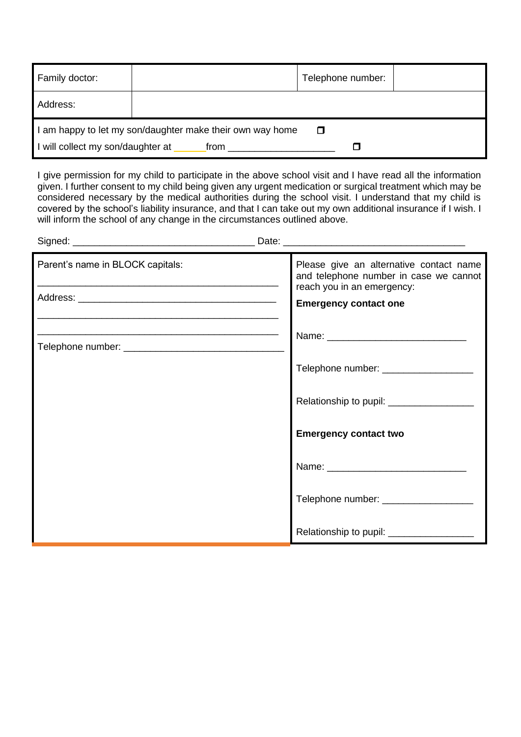| Family doctor: | | Telephone number: | |
|---|---|---|---|
| Address: | | | |
| I am happy to let my son/daughter make their own way home ☐ | | | |
| I will collect my son/daughter at ______ from ___________________ ☐ | | | |

I give permission for my child to participate in the above school visit and I have read all the information given. I further consent to my child being given any urgent medication or surgical treatment which may be considered necessary by the medical authorities during the school visit. I understand that my child is covered by the school's liability insurance, and that I can take out my own additional insurance if I wish. I will inform the school of any change in the circumstances outlined above.

Signed: ________________________________ Date: ________________________________

Parent's name in BLOCK capitals:

_____________________________________________

Address: ____________________________________

_____________________________________________

_____________________________________________

Telephone number: ____________________________

Please give an alternative contact name and telephone number in case we cannot reach you in an emergency:

**Emergency contact one**

Name: __________________________

Telephone number: _________________

Relationship to pupil: ________________

**Emergency contact two**

Name: __________________________

Telephone number: _________________

Relationship to pupil: ________________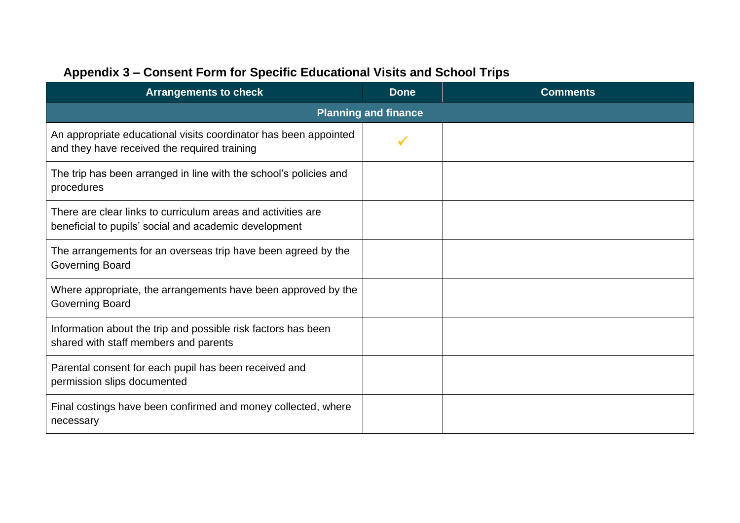## Appendix 3 – Consent Form for Specific Educational Visits and School Trips

| Arrangements to check | Done | Comments |
|---|---|---|
| **Planning and finance** | | |
| An appropriate educational visits coordinator has been appointed and they have received the required training | ✓ | |
| The trip has been arranged in line with the school's policies and procedures | | |
| There are clear links to curriculum areas and activities are beneficial to pupils' social and academic development | | |
| The arrangements for an overseas trip have been agreed by the Governing Board | | |
| Where appropriate, the arrangements have been approved by the Governing Board | | |
| Information about the trip and possible risk factors has been shared with staff members and parents | | |
| Parental consent for each pupil has been received and permission slips documented | | |
| Final costings have been confirmed and money collected, where necessary | | |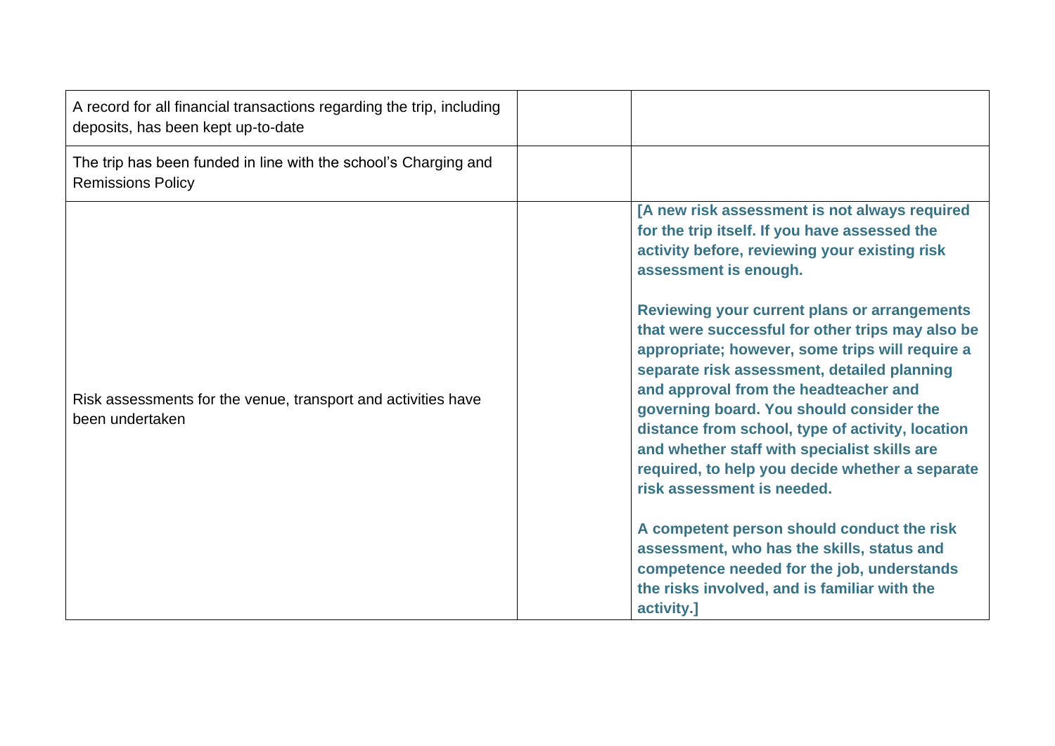| | | |
|---|---|---|
| A record for all financial transactions regarding the trip, including deposits, has been kept up-to-date | | |
| The trip has been funded in line with the school's Charging and Remissions Policy | | |
| Risk assessments for the venue, transport and activities have been undertaken | | **[A new risk assessment is not always required for the trip itself. If you have assessed the activity before, reviewing your existing risk assessment is enough.**<br><br>**Reviewing your current plans or arrangements that were successful for other trips may also be appropriate; however, some trips will require a separate risk assessment, detailed planning and approval from the headteacher and governing board. You should consider the distance from school, type of activity, location and whether staff with specialist skills are required, to help you decide whether a separate risk assessment is needed.**<br><br>**A competent person should conduct the risk assessment, who has the skills, status and competence needed for the job, understands the risks involved, and is familiar with the activity.]** |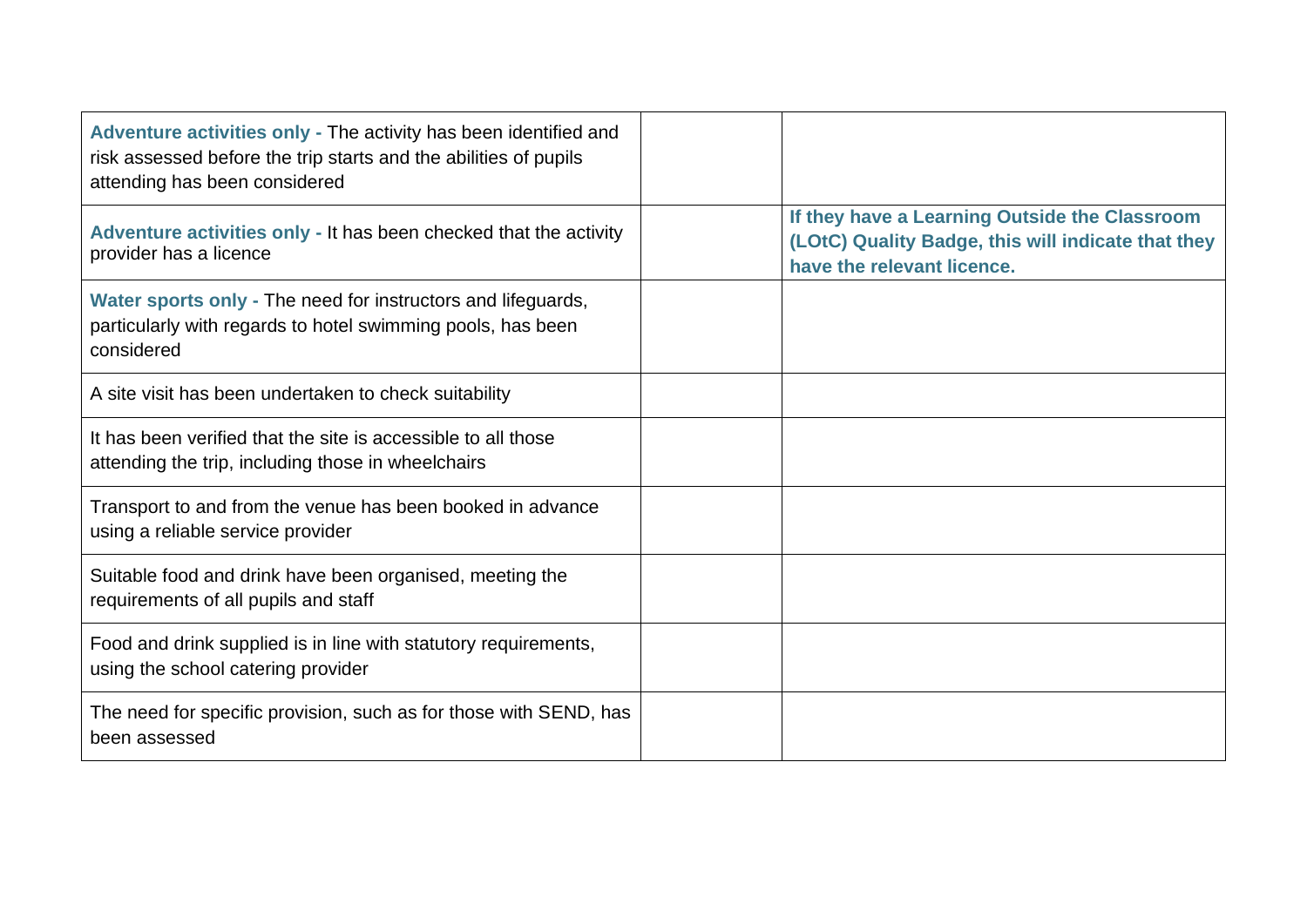| | | |
|---|---|---|
| **Adventure activities only -** The activity has been identified and risk assessed before the trip starts and the abilities of pupils attending has been considered | | |
| **Adventure activities only -** It has been checked that the activity provider has a licence | | **If they have a Learning Outside the Classroom (LOtC) Quality Badge, this will indicate that they have the relevant licence.** |
| **Water sports only -** The need for instructors and lifeguards, particularly with regards to hotel swimming pools, has been considered | | |
| A site visit has been undertaken to check suitability | | |
| It has been verified that the site is accessible to all those attending the trip, including those in wheelchairs | | |
| Transport to and from the venue has been booked in advance using a reliable service provider | | |
| Suitable food and drink have been organised, meeting the requirements of all pupils and staff | | |
| Food and drink supplied is in line with statutory requirements, using the school catering provider | | |
| The need for specific provision, such as for those with SEND, has been assessed | | |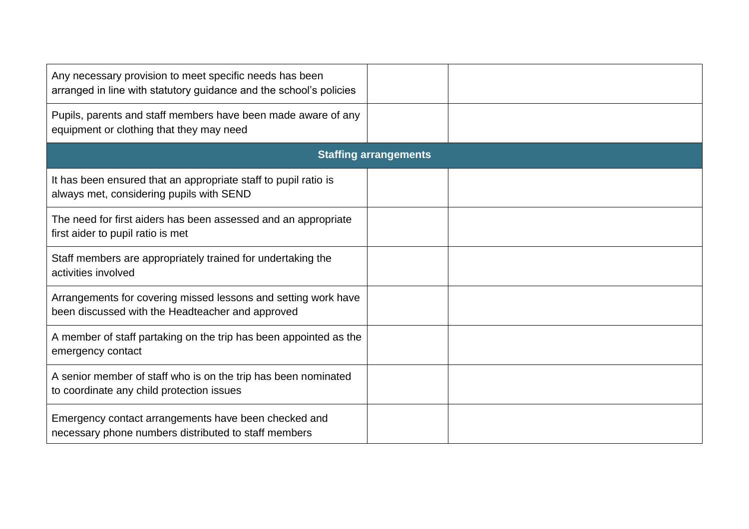| | | |
|---|---|---|
| Any necessary provision to meet specific needs has been arranged in line with statutory guidance and the school's policies | | |
| Pupils, parents and staff members have been made aware of any equipment or clothing that they may need | | |
| **Staffing arrangements** | | |
| It has been ensured that an appropriate staff to pupil ratio is always met, considering pupils with SEND | | |
| The need for first aiders has been assessed and an appropriate first aider to pupil ratio is met | | |
| Staff members are appropriately trained for undertaking the activities involved | | |
| Arrangements for covering missed lessons and setting work have been discussed with the Headteacher and approved | | |
| A member of staff partaking on the trip has been appointed as the emergency contact | | |
| A senior member of staff who is on the trip has been nominated to coordinate any child protection issues | | |
| Emergency contact arrangements have been checked and necessary phone numbers distributed to staff members | | |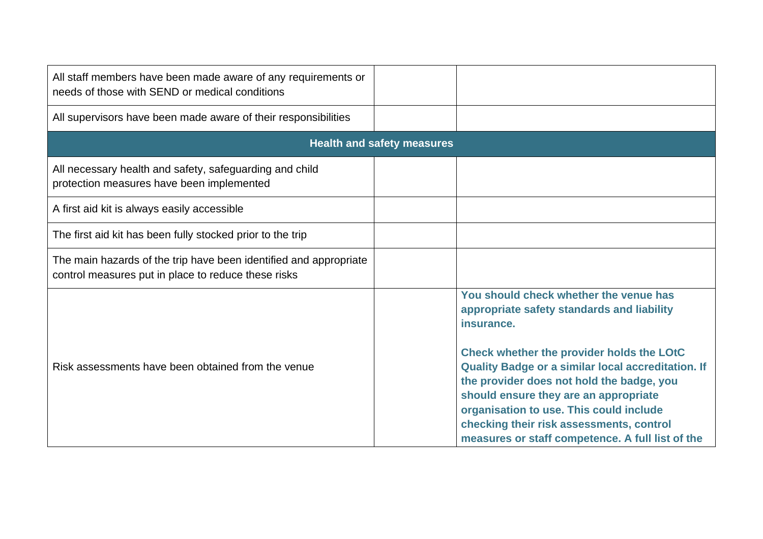| | | |
|---|---|---|
| All staff members have been made aware of any requirements or needs of those with SEND or medical conditions | | |
| All supervisors have been made aware of their responsibilities | | |
| **Health and safety measures** | | |
| All necessary health and safety, safeguarding and child protection measures have been implemented | | |
| A first aid kit is always easily accessible | | |
| The first aid kit has been fully stocked prior to the trip | | |
| The main hazards of the trip have been identified and appropriate control measures put in place to reduce these risks | | |
| Risk assessments have been obtained from the venue | | **You should check whether the venue has appropriate safety standards and liability insurance.**<br><br>**Check whether the provider holds the LOtC Quality Badge or a similar local accreditation. If the provider does not hold the badge, you should ensure they are an appropriate organisation to use. This could include checking their risk assessments, control measures or staff competence. A full list of the** |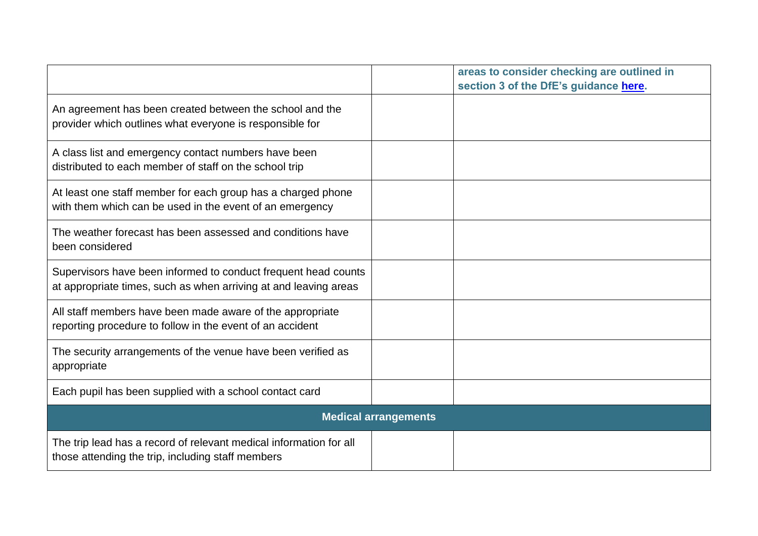| | | |
|---|---|---|
| | | **areas to consider checking are outlined in section 3 of the DfE's guidance [here](#).** |
| An agreement has been created between the school and the provider which outlines what everyone is responsible for | | |
| A class list and emergency contact numbers have been distributed to each member of staff on the school trip | | |
| At least one staff member for each group has a charged phone with them which can be used in the event of an emergency | | |
| The weather forecast has been assessed and conditions have been considered | | |
| Supervisors have been informed to conduct frequent head counts at appropriate times, such as when arriving at and leaving areas | | |
| All staff members have been made aware of the appropriate reporting procedure to follow in the event of an accident | | |
| The security arrangements of the venue have been verified as appropriate | | |
| Each pupil has been supplied with a school contact card | | |
| **Medical arrangements** | | |
| The trip lead has a record of relevant medical information for all those attending the trip, including staff members | | |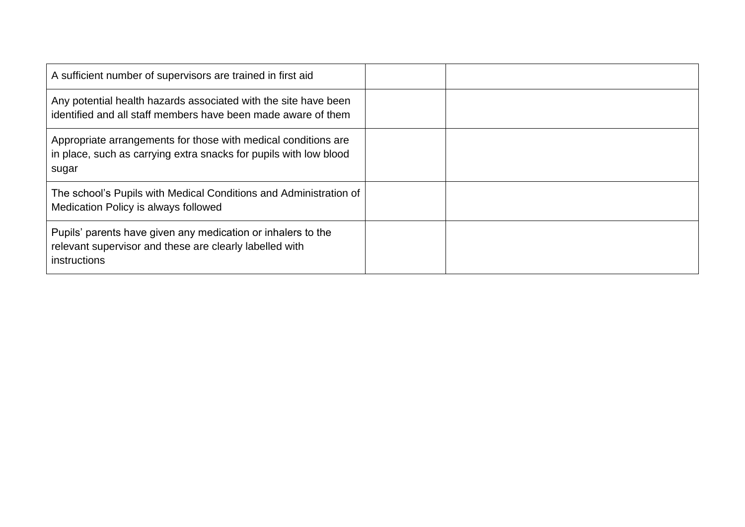| | | |
|---|---|---|
| A sufficient number of supervisors are trained in first aid | | |
| Any potential health hazards associated with the site have been identified and all staff members have been made aware of them | | |
| Appropriate arrangements for those with medical conditions are in place, such as carrying extra snacks for pupils with low blood sugar | | |
| The school's Pupils with Medical Conditions and Administration of Medication Policy is always followed | | |
| Pupils' parents have given any medication or inhalers to the relevant supervisor and these are clearly labelled with instructions | | |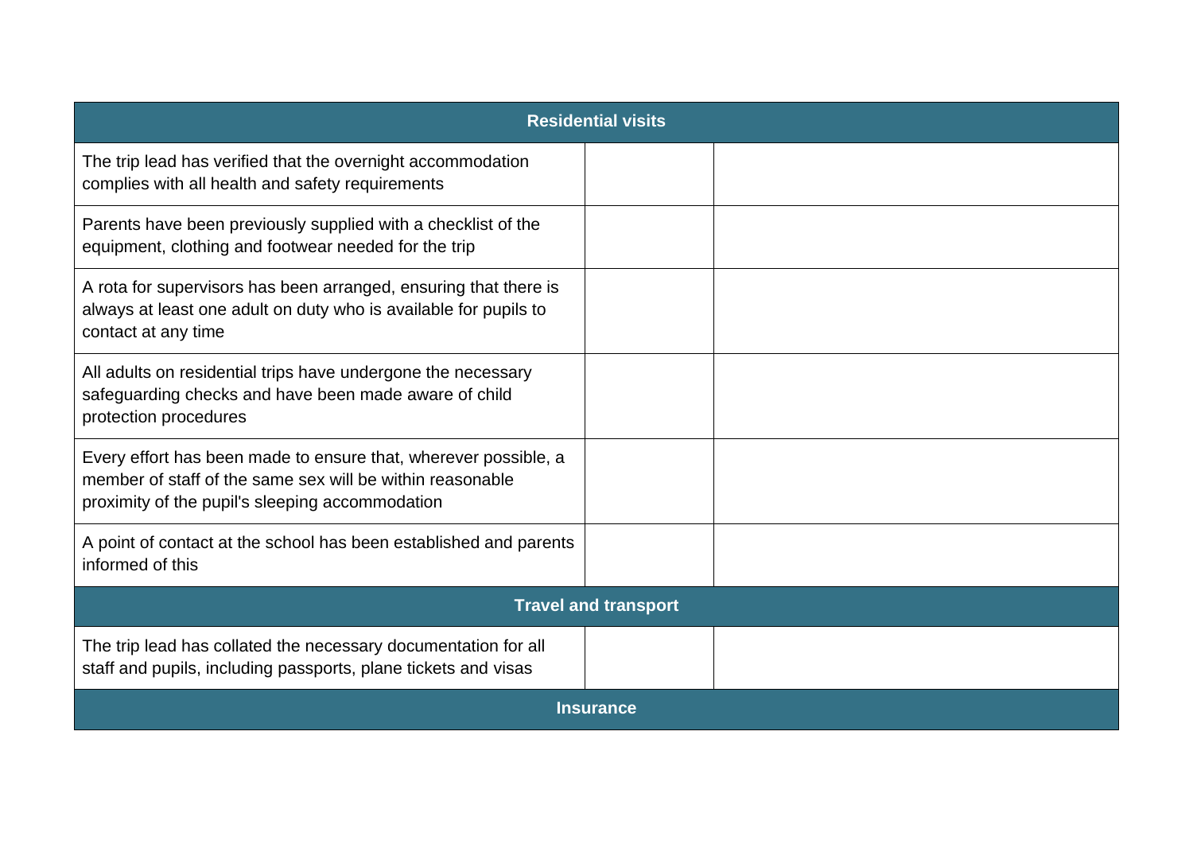| Residential visits | | |
|---|---|---|
| The trip lead has verified that the overnight accommodation complies with all health and safety requirements | | |
| Parents have been previously supplied with a checklist of the equipment, clothing and footwear needed for the trip | | |
| A rota for supervisors has been arranged, ensuring that there is always at least one adult on duty who is available for pupils to contact at any time | | |
| All adults on residential trips have undergone the necessary safeguarding checks and have been made aware of child protection procedures | | |
| Every effort has been made to ensure that, wherever possible, a member of staff of the same sex will be within reasonable proximity of the pupil's sleeping accommodation | | |
| A point of contact at the school has been established and parents informed of this | | |
| **Travel and transport** | | |
| The trip lead has collated the necessary documentation for all staff and pupils, including passports, plane tickets and visas | | |
| **Insurance** | | |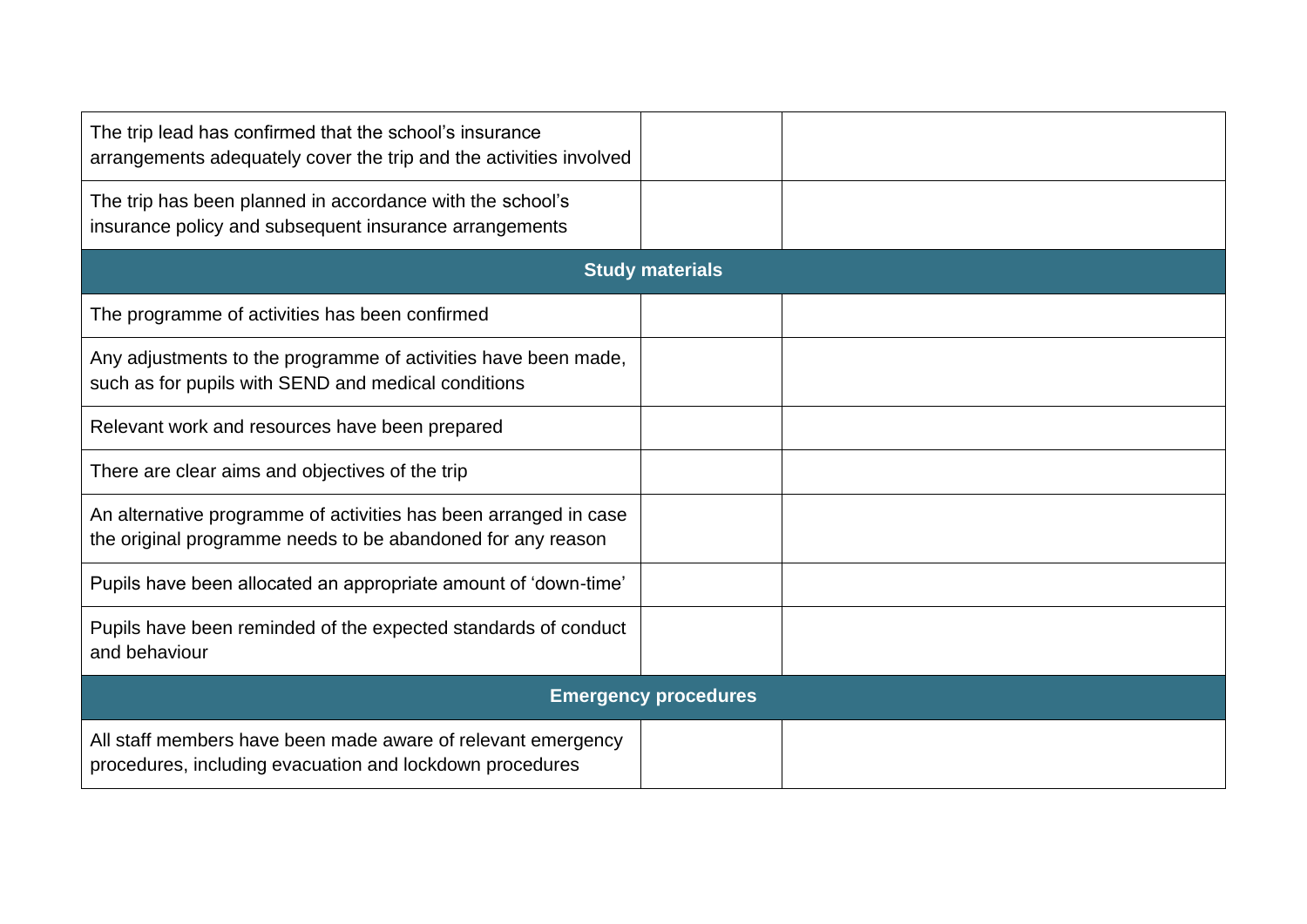| | | |
|---|---|---|
| The trip lead has confirmed that the school's insurance arrangements adequately cover the trip and the activities involved | | |
| The trip has been planned in accordance with the school's insurance policy and subsequent insurance arrangements | | |
| **Study materials** | | |
| The programme of activities has been confirmed | | |
| Any adjustments to the programme of activities have been made, such as for pupils with SEND and medical conditions | | |
| Relevant work and resources have been prepared | | |
| There are clear aims and objectives of the trip | | |
| An alternative programme of activities has been arranged in case the original programme needs to be abandoned for any reason | | |
| Pupils have been allocated an appropriate amount of 'down-time' | | |
| Pupils have been reminded of the expected standards of conduct and behaviour | | |
| **Emergency procedures** | | |
| All staff members have been made aware of relevant emergency procedures, including evacuation and lockdown procedures | | |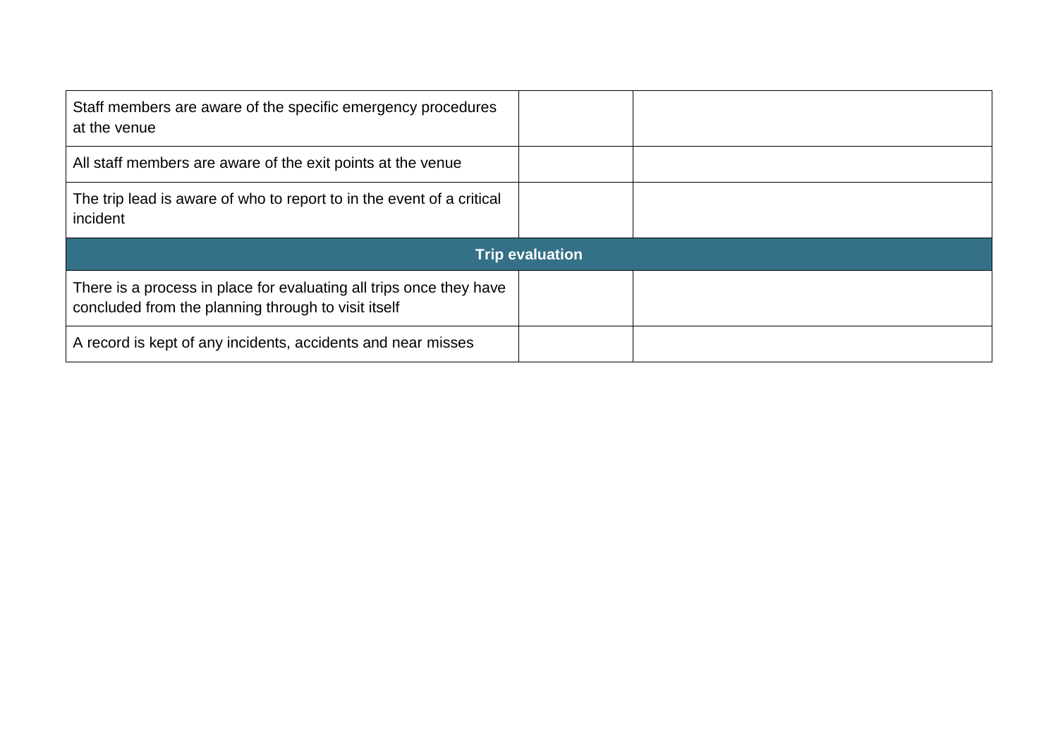| | | |
|---|---|---|
| Staff members are aware of the specific emergency procedures at the venue | | |
| All staff members are aware of the exit points at the venue | | |
| The trip lead is aware of who to report to in the event of a critical incident | | |
| **Trip evaluation** | | |
| There is a process in place for evaluating all trips once they have concluded from the planning through to visit itself | | |
| A record is kept of any incidents, accidents and near misses | | |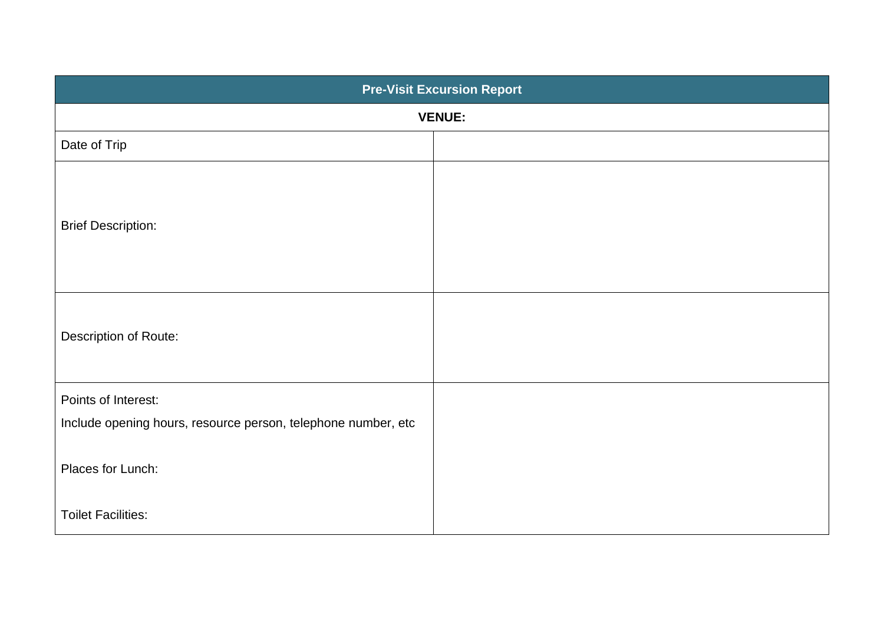| Pre-Visit Excursion Report | |
|---|---|
| **VENUE:** | |
| Date of Trip | |
| Brief Description: | |
| Description of Route: | |
| Points of Interest:<br>Include opening hours, resource person, telephone number, etc<br><br>Places for Lunch:<br><br>Toilet Facilities: | |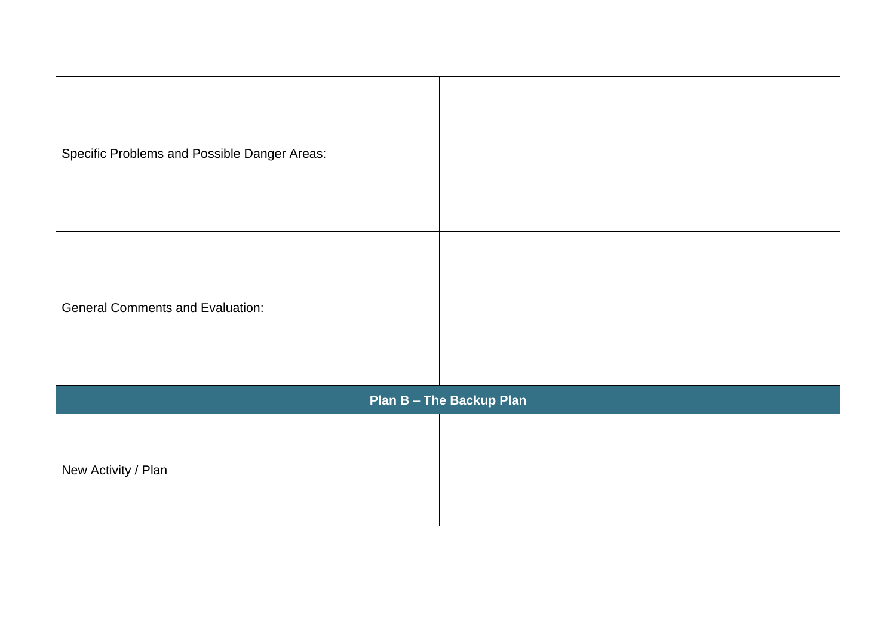| | |
|---|---|
| Specific Problems and Possible Danger Areas: | |
| General Comments and Evaluation: | |
| **Plan B – The Backup Plan** | |
| New Activity / Plan | |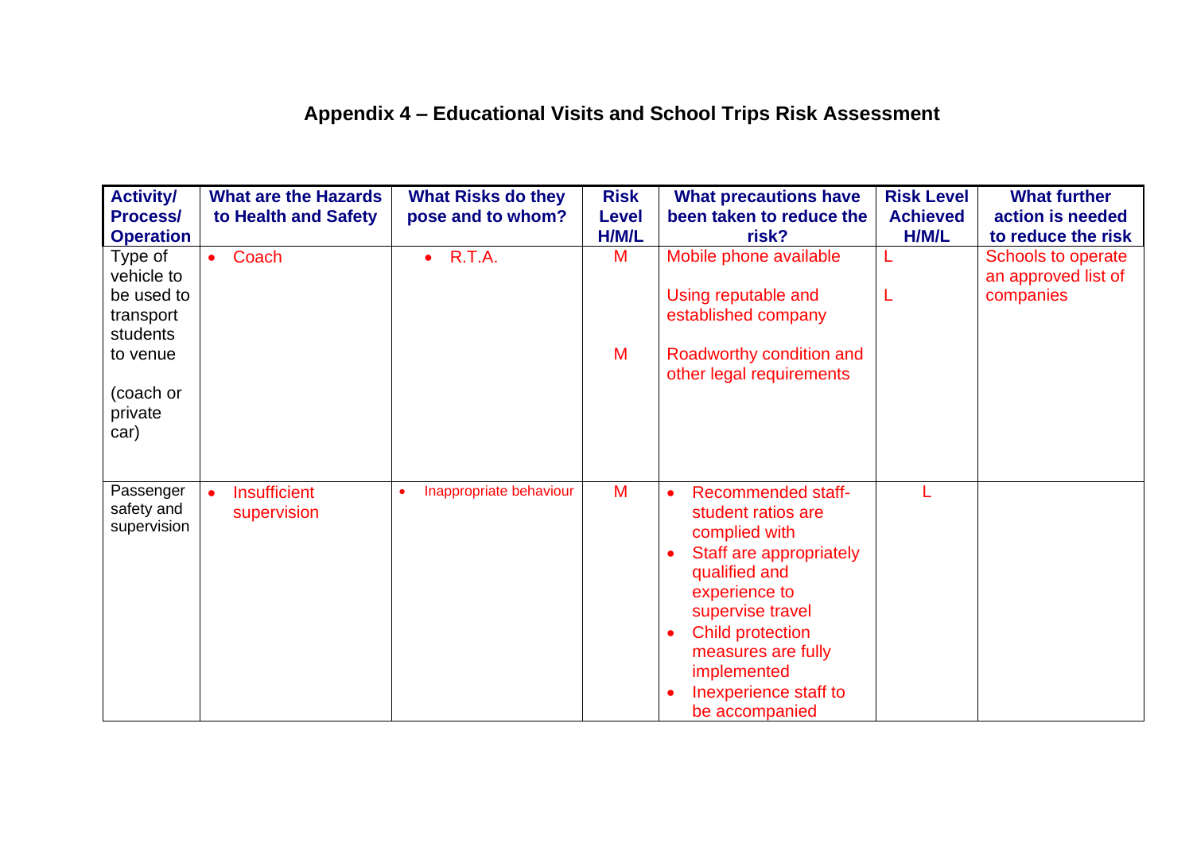## Appendix 4 – Educational Visits and School Trips Risk Assessment

| Activity/ Process/ Operation | What are the Hazards to Health and Safety | What Risks do they pose and to whom? | Risk Level H/M/L | What precautions have been taken to reduce the risk? | Risk Level Achieved H/M/L | What further action is needed to reduce the risk |
|---|---|---|---|---|---|---|
| Type of vehicle to be used to transport students to venue<br><br>(coach or private car) | • Coach | • R.T.A. | M<br><br>M | Mobile phone available<br><br>Using reputable and established company<br><br>Roadworthy condition and other legal requirements | L<br><br>L | Schools to operate an approved list of companies |
| Passenger safety and supervision | • Insufficient supervision | • Inappropriate behaviour | M | • Recommended staff-student ratios are complied with<br>• Staff are appropriately qualified and experience to supervise travel<br>• Child protection measures are fully implemented<br>• Inexperience staff to be accompanied | L | |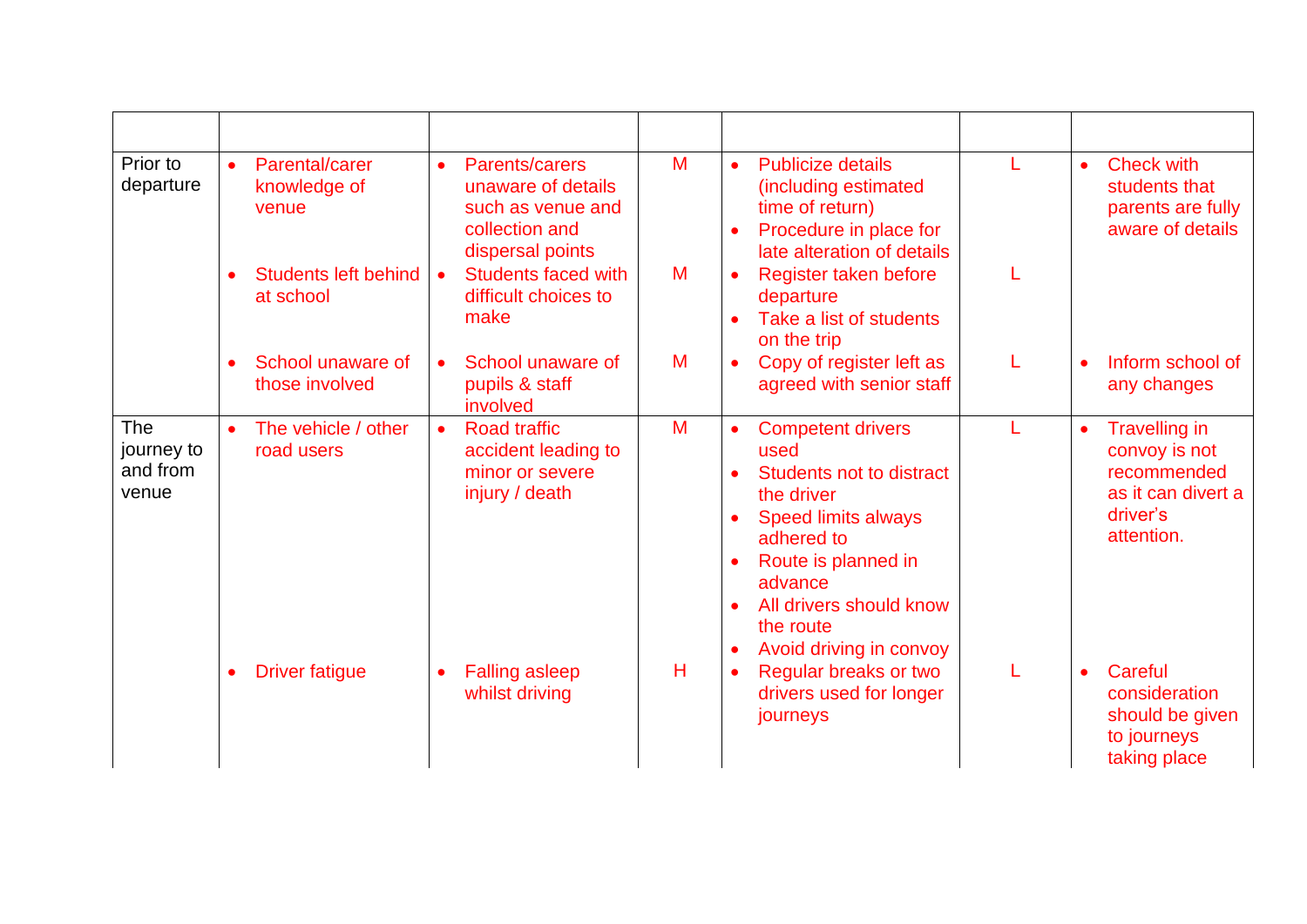| | | | | | | |
|---|---|---|---|---|---|---|
| Prior to departure | • Parental/carer knowledge of venue | • Parents/carers unaware of details such as venue and collection and dispersal points | M | • Publicize details (including estimated time of return)<br>• Procedure in place for late alteration of details | L | • Check with students that parents are fully aware of details |
| | • Students left behind at school | • Students faced with difficult choices to make | M | • Register taken before departure<br>• Take a list of students on the trip | L | |
| | • School unaware of those involved | • School unaware of pupils & staff involved | M | • Copy of register left as agreed with senior staff | L | • Inform school of any changes |
| The journey to and from venue | • The vehicle / other road users | • Road traffic accident leading to minor or severe injury / death | M | • Competent drivers used<br>• Students not to distract the driver<br>• Speed limits always adhered to<br>• Route is planned in advance<br>• All drivers should know the route<br>• Avoid driving in convoy | L | • Travelling in convoy is not recommended as it can divert a driver's attention. |
| | • Driver fatigue | • Falling asleep whilst driving | H | • Regular breaks or two drivers used for longer journeys | L | • Careful consideration should be given to journeys taking place |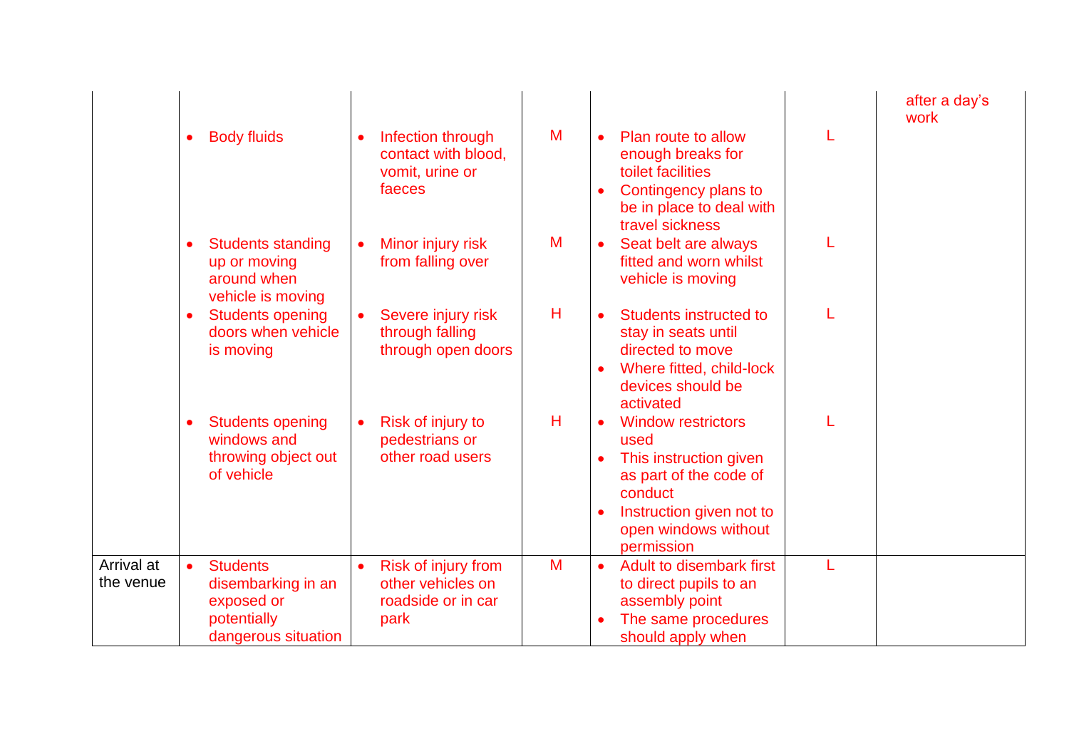| | | | | | | |
|---|---|---|---|---|---|---|
| | | | | | | after a day's work |
| | • Body fluids | • Infection through contact with blood, vomit, urine or faeces | M | • Plan route to allow enough breaks for toilet facilities<br>• Contingency plans to be in place to deal with travel sickness | L | |
| | • Students standing up or moving around when vehicle is moving | • Minor injury risk from falling over | M | • Seat belt are always fitted and worn whilst vehicle is moving | L | |
| | • Students opening doors when vehicle is moving | • Severe injury risk through falling through open doors | H | • Students instructed to stay in seats until directed to move<br>• Where fitted, child-lock devices should be activated | L | |
| | • Students opening windows and throwing object out of vehicle | • Risk of injury to pedestrians or other road users | H | • Window restrictors used<br>• This instruction given as part of the code of conduct<br>• Instruction given not to open windows without permission | L | |
| Arrival at the venue | • Students disembarking in an exposed or potentially dangerous situation | • Risk of injury from other vehicles on roadside or in car park | M | • Adult to disembark first to direct pupils to an assembly point<br>• The same procedures should apply when | L | |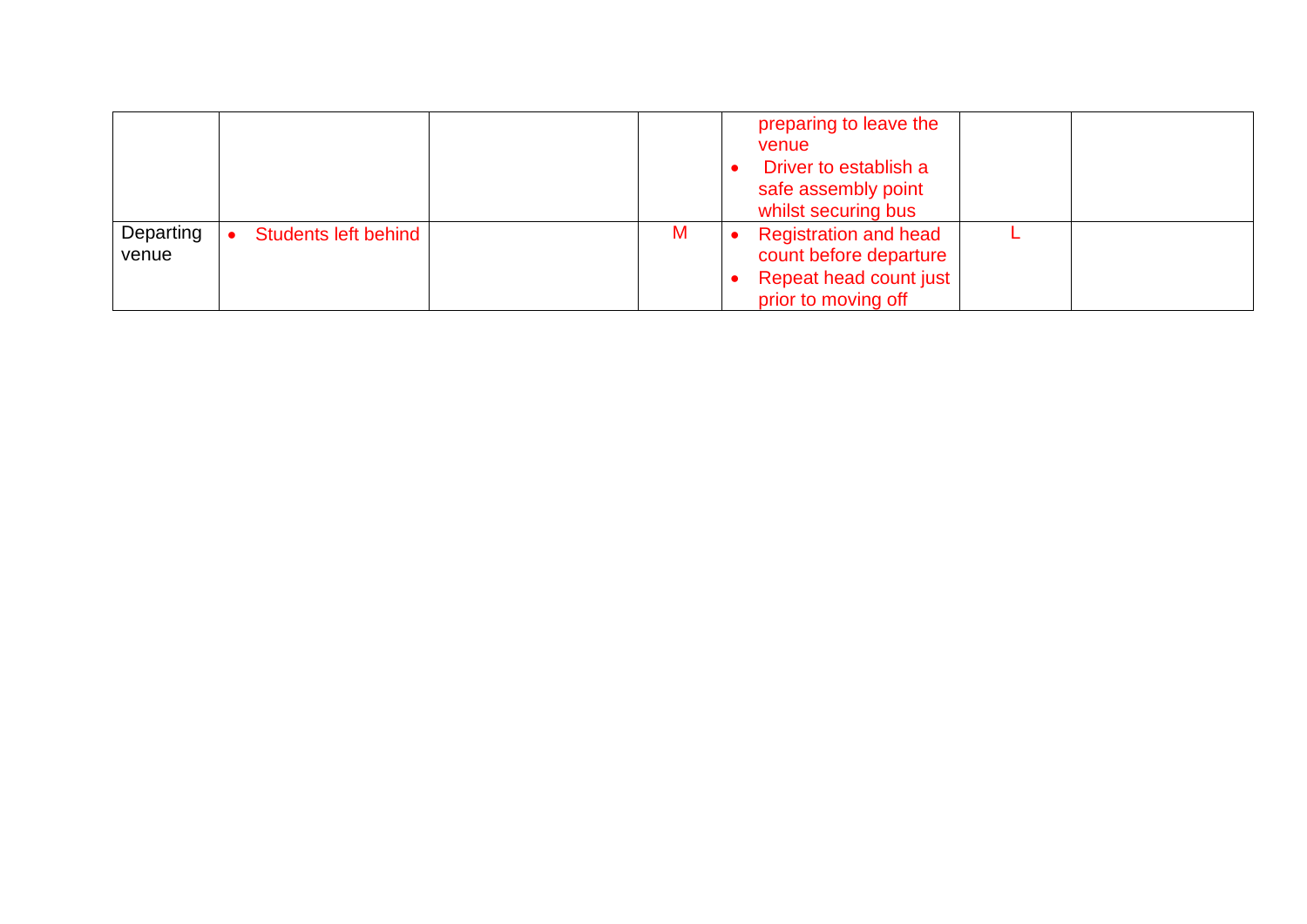| | | | | | | |
|---|---|---|---|---|---|---|
| | | | | preparing to leave the venue<br>• Driver to establish a safe assembly point whilst securing bus | | |
| Departing venue | • Students left behind | | M | • Registration and head count before departure<br>• Repeat head count just prior to moving off | L | |